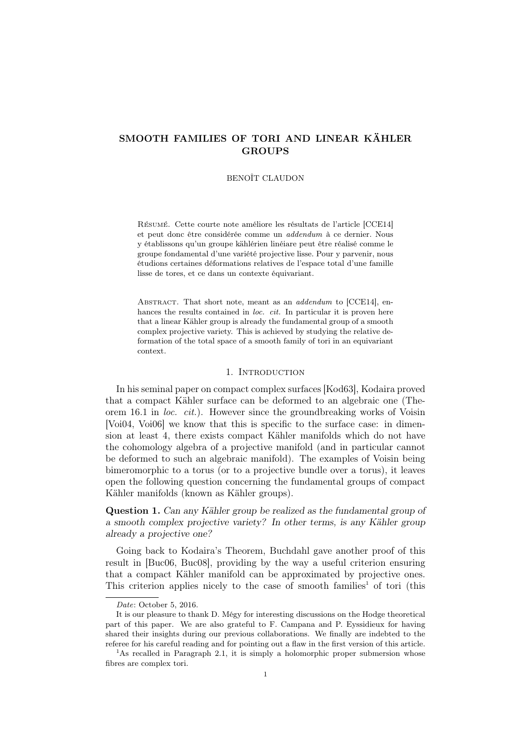# SMOOTH FAMILIES OF TORI AND LINEAR KÄHLER GROUPS

BENOÎT CLAUDON

Résumé. Cette courte note améliore les résultats de l'article [CCE14] et peut donc être considérée comme un *addendum* à ce dernier. Nous y établissons qu'un groupe kählérien linéiare peut être réalisé comme le groupe fondamental d'une variété projective lisse. Pour y parvenir, nous étudions certaines déformations relatives de l'espace total d'une famille lisse de tores, et ce dans un contexte équivariant.

Abstract. That short note, meant as an *addendum* to [CCE14], enhances the results contained in *loc. cit.* In particular it is proven here that a linear Kähler group is already the fundamental group of a smooth complex projective variety. This is achieved by studying the relative deformation of the total space of a smooth family of tori in an equivariant context.

## 1. Introduction

In his seminal paper on compact complex surfaces [Kod63], Kodaira proved that a compact Kähler surface can be deformed to an algebraic one (Theorem 16.1 in *loc. cit.*). However since the groundbreaking works of Voisin [Voi04, Voi06] we know that this is specific to the surface case: in dimension at least 4, there exists compact Kähler manifolds which do not have the cohomology algebra of a projective manifold (and in particular cannot be deformed to such an algebraic manifold). The examples of Voisin being bimeromorphic to a torus (or to a projective bundle over a torus), it leaves open the following question concerning the fundamental groups of compact Kähler manifolds (known as Kähler groups).

**Question 1.** *Can any Kähler group be realized as the fundamental group of a smooth complex projective variety? In other terms, is any Kähler group already a projective one?*

Going back to Kodaira's Theorem, Buchdahl gave another proof of this result in [Buc06, Buc08], providing by the way a useful criterion ensuring that a compact Kähler manifold can be approximated by projective ones. This criterion applies nicely to the case of smooth families[1] of tori (this

---

*Date*: October 5, 2016.

It is our pleasure to thank D. Mégy for interesting discussions on the Hodge theoretical part of this paper. We are also grateful to F. Campana and P. Eyssidieux for having shared their insights during our previous collaborations. We finally are indebted to the referee for his careful reading and for pointing out a flaw in the first version of this article.

[1] As recalled in Paragraph 2.1, it is simply a holomorphic proper submersion whose fibres are complex tori.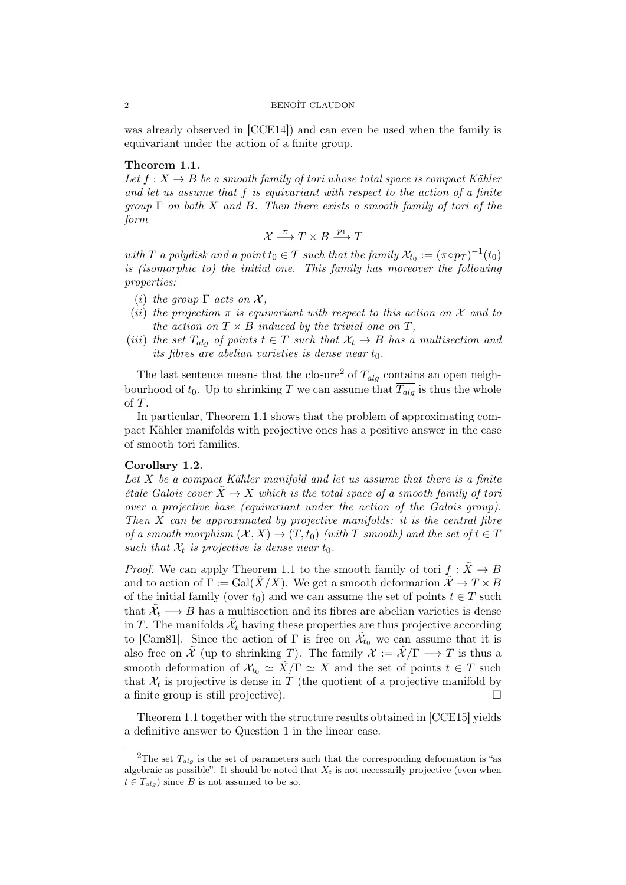was already observed in [CCE14]) and can even be used when the family is equivariant under the action of a finite group.

**Theorem 1.1.**
*Let $f : X \to B$ be a smooth family of tori whose total space is compact Kähler and let us assume that $f$ is equivariant with respect to the action of a finite group $\Gamma$ on both $X$ and $B$. Then there exists a smooth family of tori of the form*

$$\mathcal{X} \xrightarrow{\pi} T \times B \xrightarrow{p_1} T$$

*with $T$ a polydisk and a point $t_0 \in T$ such that the family $\mathcal{X}_{t_0} := (\pi \circ p_T)^{-1}(t_0)$ is (isomorphic to) the initial one. This family has moreover the following properties:*

*(i) the group $\Gamma$ acts on $\mathcal{X}$,*
*(ii) the projection $\pi$ is equivariant with respect to this action on $\mathcal{X}$ and to the action on $T \times B$ induced by the trivial one on $T$,*
*(iii) the set $T_{alg}$ of points $t \in T$ such that $\mathcal{X}_t \to B$ has a multisection and its fibres are abelian varieties is dense near $t_0$.*

The last sentence means that the closure[2] of $T_{alg}$ contains an open neighbourhood of $t_0$. Up to shrinking $T$ we can assume that $\overline{T_{alg}}$ is thus the whole of $T$.

In particular, Theorem 1.1 shows that the problem of approximating compact Kähler manifolds with projective ones has a positive answer in the case of smooth tori families.

**Corollary 1.2.**
*Let $X$ be a compact Kähler manifold and let us assume that there is a finite étale Galois cover $\tilde{X} \to X$ which is the total space of a smooth family of tori over a projective base (equivariant under the action of the Galois group). Then $X$ can be approximated by projective manifolds: it is the central fibre of a smooth morphism $(\mathcal{X}, X) \to (T, t_0)$ (with $T$ smooth) and the set of $t \in T$ such that $\mathcal{X}_t$ is projective is dense near $t_0$.*

*Proof.* We can apply Theorem 1.1 to the smooth family of tori $f : \tilde{X} \to B$ and to action of $\Gamma := \mathrm{Gal}(\tilde{X}/X)$. We get a smooth deformation $\tilde{\mathcal{X}} \to T \times B$ of the initial family (over $t_0$) and we can assume the set of points $t \in T$ such that $\tilde{\mathcal{X}}_t \longrightarrow B$ has a multisection and its fibres are abelian varieties is dense in $T$. The manifolds $\tilde{\mathcal{X}}_t$ having these properties are thus projective according to [Cam81]. Since the action of $\Gamma$ is free on $\tilde{\mathcal{X}}_{t_0}$ we can assume that it is also free on $\tilde{\mathcal{X}}$ (up to shrinking $T$). The family $\mathcal{X} := \tilde{\mathcal{X}}/\Gamma \longrightarrow T$ is thus a smooth deformation of $\mathcal{X}_{t_0} \simeq \tilde{X}/\Gamma \simeq X$ and the set of points $t \in T$ such that $\mathcal{X}_t$ is projective is dense in $T$ (the quotient of a projective manifold by a finite group is still projective). $\square$

Theorem 1.1 together with the structure results obtained in [CCE15] yields a definitive answer to Question 1 in the linear case.

[2] The set $T_{alg}$ is the set of parameters such that the corresponding deformation is "as algebraic as possible". It should be noted that $X_t$ is not necessarily projective (even when $t \in T_{alg}$) since $B$ is not assumed to be so.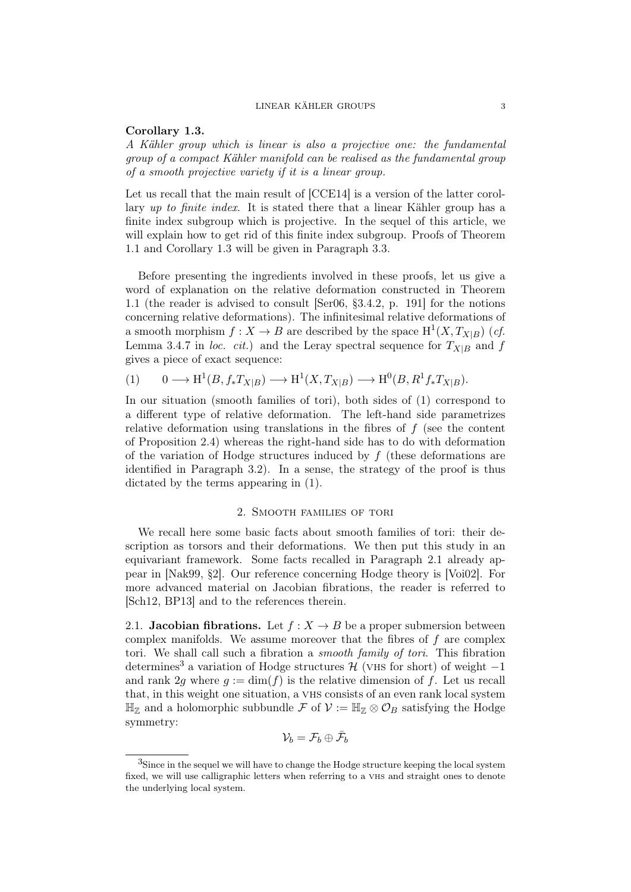**Corollary 1.3.**
*A Kähler group which is linear is also a projective one: the fundamental group of a compact Kähler manifold can be realised as the fundamental group of a smooth projective variety if it is a linear group.*

Let us recall that the main result of [CCE14] is a version of the latter corollary *up to finite index*. It is stated there that a linear Kähler group has a finite index subgroup which is projective. In the sequel of this article, we will explain how to get rid of this finite index subgroup. Proofs of Theorem 1.1 and Corollary 1.3 will be given in Paragraph 3.3.

Before presenting the ingredients involved in these proofs, let us give a word of explanation on the relative deformation constructed in Theorem 1.1 (the reader is advised to consult [Ser06, §3.4.2, p. 191] for the notions concerning relative deformations). The infinitesimal relative deformations of a smooth morphism $f : X \to B$ are described by the space $\mathrm{H}^1(X, T_{X|B})$ (*cf.* Lemma 3.4.7 in *loc. cit.*) and the Leray spectral sequence for $T_{X|B}$ and $f$ gives a piece of exact sequence:

$$(1) \qquad 0 \longrightarrow \mathrm{H}^1(B, f_*T_{X|B}) \longrightarrow \mathrm{H}^1(X, T_{X|B}) \longrightarrow \mathrm{H}^0(B, R^1f_*T_{X|B}).$$

In our situation (smooth families of tori), both sides of (1) correspond to a different type of relative deformation. The left-hand side parametrizes relative deformation using translations in the fibres of $f$ (see the content of Proposition 2.4) whereas the right-hand side has to do with deformation of the variation of Hodge structures induced by $f$ (these deformations are identified in Paragraph 3.2). In a sense, the strategy of the proof is thus dictated by the terms appearing in (1).

## 2. Smooth families of tori

We recall here some basic facts about smooth families of tori: their description as torsors and their deformations. We then put this study in an equivariant framework. Some facts recalled in Paragraph 2.1 already appear in [Nak99, §2]. Our reference concerning Hodge theory is [Voi02]. For more advanced material on Jacobian fibrations, the reader is referred to [Sch12, BP13] and to the references therein.

### 2.1. Jacobian fibrations.

Let $f : X \to B$ be a proper submersion between complex manifolds. We assume moreover that the fibres of $f$ are complex tori. We shall call such a fibration a *smooth family of tori*. This fibration determines[3] a variation of Hodge structures $\mathcal{H}$ (VHS for short) of weight $-1$ and rank $2g$ where $g := \dim(f)$ is the relative dimension of $f$. Let us recall that, in this weight one situation, a VHS consists of an even rank local system $\mathbb{H}_{\mathbb{Z}}$ and a holomorphic subbundle $\mathcal{F}$ of $\mathcal{V} := \mathbb{H}_{\mathbb{Z}} \otimes \mathcal{O}_B$ satisfying the Hodge symmetry:

$$\mathcal{V}_b = \mathcal{F}_b \oplus \bar{\mathcal{F}}_b$$

[3] Since in the sequel we will have to change the Hodge structure keeping the local system fixed, we will use calligraphic letters when referring to a VHS and straight ones to denote the underlying local system.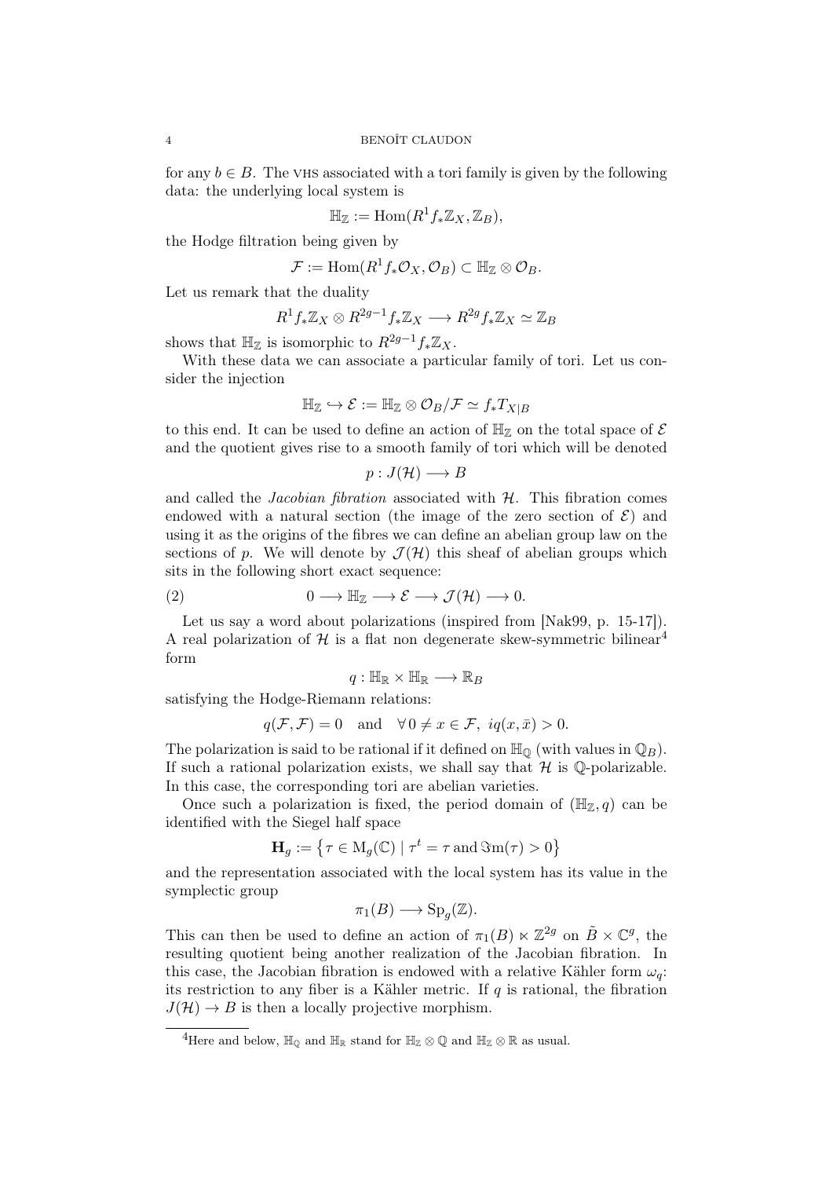for any $b \in B$. The VHS associated with a tori family is given by the following data: the underlying local system is

$$\mathbb{H}_{\mathbb{Z}} := \mathrm{Hom}(R^1 f_* \mathbb{Z}_X, \mathbb{Z}_B),$$

the Hodge filtration being given by

$$\mathcal{F} := \mathrm{Hom}(R^1 f_* \mathcal{O}_X, \mathcal{O}_B) \subset \mathbb{H}_{\mathbb{Z}} \otimes \mathcal{O}_B.$$

Let us remark that the duality

$$R^1 f_* \mathbb{Z}_X \otimes R^{2g-1} f_* \mathbb{Z}_X \longrightarrow R^{2g} f_* \mathbb{Z}_X \simeq \mathbb{Z}_B$$

shows that $\mathbb{H}_{\mathbb{Z}}$ is isomorphic to $R^{2g-1} f_* \mathbb{Z}_X$.

With these data we can associate a particular family of tori. Let us consider the injection

$$\mathbb{H}_{\mathbb{Z}} \hookrightarrow \mathcal{E} := \mathbb{H}_{\mathbb{Z}} \otimes \mathcal{O}_B / \mathcal{F} \simeq f_* T_{X|B}$$

to this end. It can be used to define an action of $\mathbb{H}_{\mathbb{Z}}$ on the total space of $\mathcal{E}$ and the quotient gives rise to a smooth family of tori which will be denoted

$$p : J(\mathcal{H}) \longrightarrow B$$

and called the *Jacobian fibration* associated with $\mathcal{H}$. This fibration comes endowed with a natural section (the image of the zero section of $\mathcal{E}$) and using it as the origins of the fibres we can define an abelian group law on the sections of $p$. We will denote by $\mathcal{J}(\mathcal{H})$ this sheaf of abelian groups which sits in the following short exact sequence:

$$0 \longrightarrow \mathbb{H}_{\mathbb{Z}} \longrightarrow \mathcal{E} \longrightarrow \mathcal{J}(\mathcal{H}) \longrightarrow 0. \tag{2}$$

Let us say a word about polarizations (inspired from [Nak99, p. 15-17]). A real polarization of $\mathcal{H}$ is a flat non degenerate skew-symmetric bilinear[4] form

$$q : \mathbb{H}_{\mathbb{R}} \times \mathbb{H}_{\mathbb{R}} \longrightarrow \mathbb{R}_B$$

satisfying the Hodge-Riemann relations:

$$q(\mathcal{F}, \mathcal{F}) = 0 \quad \text{and} \quad \forall\, 0 \neq x \in \mathcal{F},\ iq(x, \bar{x}) > 0.$$

The polarization is said to be rational if it defined on $\mathbb{H}_{\mathbb{Q}}$ (with values in $\mathbb{Q}_B$). If such a rational polarization exists, we shall say that $\mathcal{H}$ is $\mathbb{Q}$-polarizable. In this case, the corresponding tori are abelian varieties.

Once such a polarization is fixed, the period domain of $(\mathbb{H}_{\mathbb{Z}}, q)$ can be identified with the Siegel half space

$$\mathbf{H}_g := \left\{ \tau \in \mathrm{M}_g(\mathbb{C}) \mid \tau^t = \tau \,\text{and}\, \Im\mathrm{m}(\tau) > 0 \right\}$$

and the representation associated with the local system has its value in the symplectic group

$$\pi_1(B) \longrightarrow \mathrm{Sp}_g(\mathbb{Z}).$$

This can then be used to define an action of $\pi_1(B) \ltimes \mathbb{Z}^{2g}$ on $\tilde{B} \times \mathbb{C}^g$, the resulting quotient being another realization of the Jacobian fibration. In this case, the Jacobian fibration is endowed with a relative Kähler form $\omega_q$: its restriction to any fiber is a Kähler metric. If $q$ is rational, the fibration $J(\mathcal{H}) \to B$ is then a locally projective morphism.

[4] Here and below, $\mathbb{H}_{\mathbb{Q}}$ and $\mathbb{H}_{\mathbb{R}}$ stand for $\mathbb{H}_{\mathbb{Z}} \otimes \mathbb{Q}$ and $\mathbb{H}_{\mathbb{Z}} \otimes \mathbb{R}$ as usual.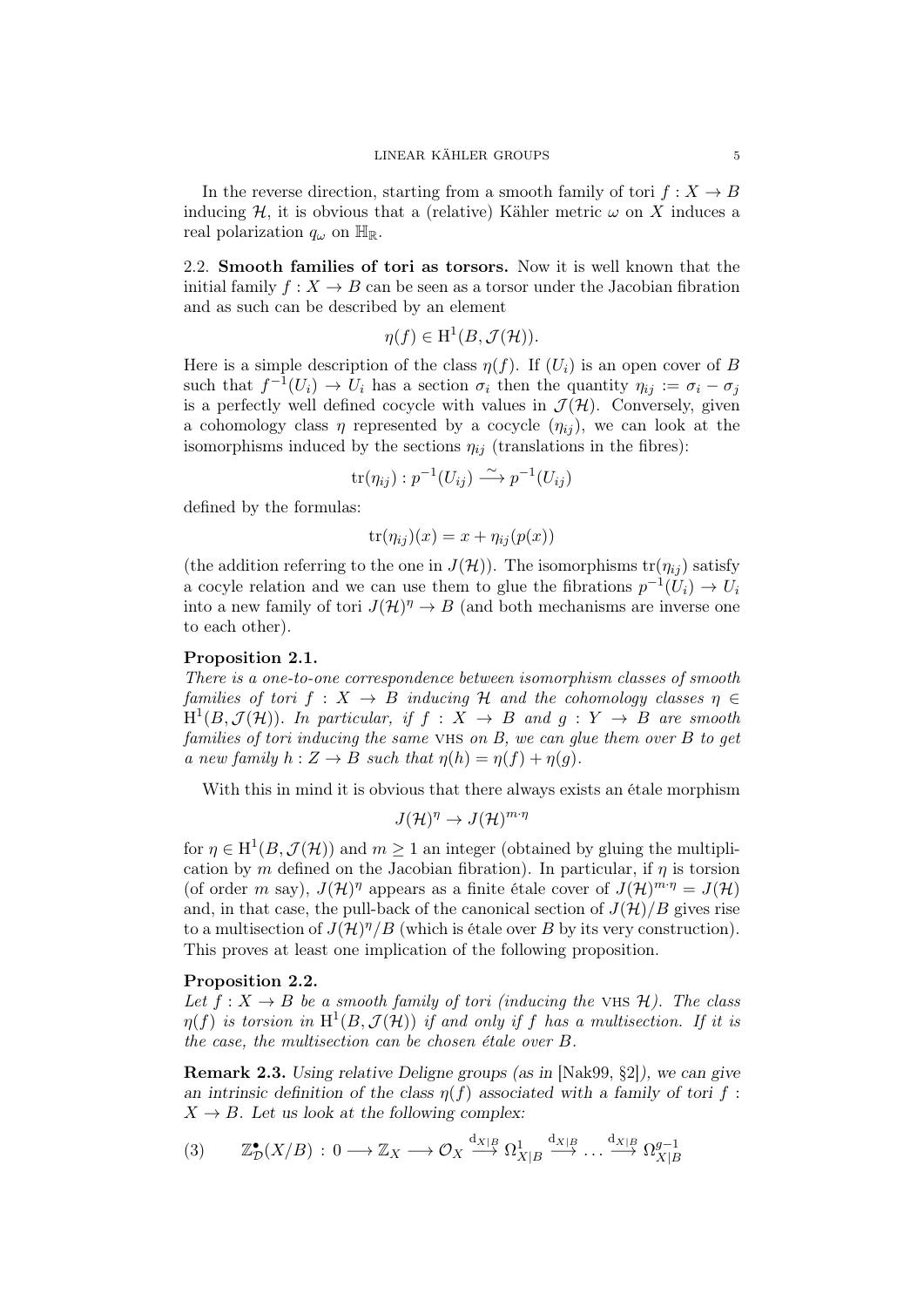In the reverse direction, starting from a smooth family of tori $f : X \to B$ inducing $\mathcal{H}$, it is obvious that a (relative) Kähler metric $\omega$ on $X$ induces a real polarization $q_\omega$ on $\mathbb{H}_{\mathbb{R}}$.

## 2.2. Smooth families of tori as torsors.

Now it is well known that the initial family $f : X \to B$ can be seen as a torsor under the Jacobian fibration and as such can be described by an element

$$\eta(f) \in \mathrm{H}^1(B, \mathcal{J}(\mathcal{H})).$$

Here is a simple description of the class $\eta(f)$. If $(U_i)$ is an open cover of $B$ such that $f^{-1}(U_i) \to U_i$ has a section $\sigma_i$ then the quantity $\eta_{ij} := \sigma_i - \sigma_j$ is a perfectly well defined cocycle with values in $\mathcal{J}(\mathcal{H})$. Conversely, given a cohomology class $\eta$ represented by a cocycle $(\eta_{ij})$, we can look at the isomorphisms induced by the sections $\eta_{ij}$ (translations in the fibres):

$$\mathrm{tr}(\eta_{ij}) : p^{-1}(U_{ij}) \xrightarrow{\sim} p^{-1}(U_{ij})$$

defined by the formulas:

$$\mathrm{tr}(\eta_{ij})(x) = x + \eta_{ij}(p(x))$$

(the addition referring to the one in $J(\mathcal{H})$). The isomorphisms $\mathrm{tr}(\eta_{ij})$ satisfy a cocyle relation and we can use them to glue the fibrations $p^{-1}(U_i) \to U_i$ into a new family of tori $J(\mathcal{H})^\eta \to B$ (and both mechanisms are inverse one to each other).

**Proposition 2.1.**
*There is a one-to-one correspondence between isomorphism classes of smooth families of tori $f : X \to B$ inducing $\mathcal{H}$ and the cohomology classes $\eta \in \mathrm{H}^1(B, \mathcal{J}(\mathcal{H}))$. In particular, if $f : X \to B$ and $g : Y \to B$ are smooth families of tori inducing the same* VHS *on $B$, we can glue them over $B$ to get a new family $h : Z \to B$ such that $\eta(h) = \eta(f) + \eta(g)$.*

With this in mind it is obvious that there always exists an étale morphism

$$J(\mathcal{H})^\eta \to J(\mathcal{H})^{m\cdot\eta}$$

for $\eta \in \mathrm{H}^1(B, \mathcal{J}(\mathcal{H}))$ and $m \geq 1$ an integer (obtained by gluing the multiplication by $m$ defined on the Jacobian fibration). In particular, if $\eta$ is torsion (of order $m$ say), $J(\mathcal{H})^\eta$ appears as a finite étale cover of $J(\mathcal{H})^{m\cdot\eta} = J(\mathcal{H})$ and, in that case, the pull-back of the canonical section of $J(\mathcal{H})/B$ gives rise to a multisection of $J(\mathcal{H})^\eta/B$ (which is étale over $B$ by its very construction). This proves at least one implication of the following proposition.

**Proposition 2.2.**
*Let $f : X \to B$ be a smooth family of tori (inducing the* VHS *$\mathcal{H}$). The class $\eta(f)$ is torsion in $\mathrm{H}^1(B, \mathcal{J}(\mathcal{H}))$ if and only if $f$ has a multisection. If it is the case, the multisection can be chosen étale over $B$.*

**Remark 2.3.** *Using relative Deligne groups (as in* [Nak99, §2]*), we can give an intrinsic definition of the class $\eta(f)$ associated with a family of tori $f : X \to B$. Let us look at the following complex:*

$$\mathbb{Z}^\bullet_{\mathcal{D}}(X/B) : 0 \longrightarrow \mathbb{Z}_X \longrightarrow \mathcal{O}_X \xrightarrow{\mathrm{d}_{X|B}} \Omega^1_{X|B} \xrightarrow{\mathrm{d}_{X|B}} \dots \xrightarrow{\mathrm{d}_{X|B}} \Omega^{q-1}_{X|B} \tag{3}$$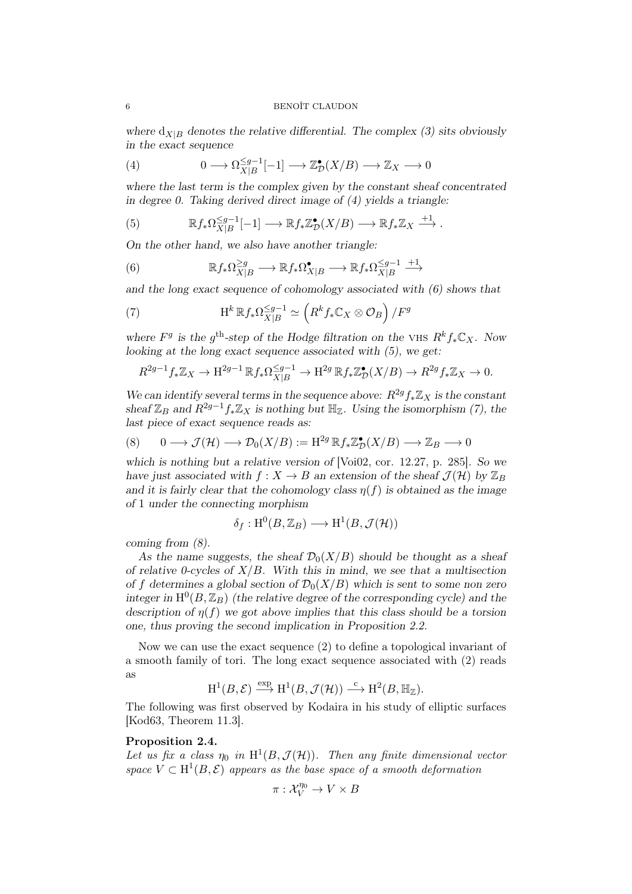*where $\mathrm{d}_{X|B}$ denotes the relative differential. The complex (3) sits obviously in the exact sequence*

$$
(4) \qquad 0 \longrightarrow \Omega_{X|B}^{\leq g-1}[-1] \longrightarrow \mathbb{Z}_{\mathcal{D}}^{\bullet}(X/B) \longrightarrow \mathbb{Z}_X \longrightarrow 0
$$

*where the last term is the complex given by the constant sheaf concentrated in degree 0. Taking derived direct image of (4) yields a triangle:*

$$
(5) \qquad \mathbb{R}f_*\Omega_{X|B}^{\leq g-1}[-1] \longrightarrow \mathbb{R}f_*\mathbb{Z}_{\mathcal{D}}^{\bullet}(X/B) \longrightarrow \mathbb{R}f_*\mathbb{Z}_X \xrightarrow{+1}.
$$

*On the other hand, we also have another triangle:*

$$
(6) \qquad \mathbb{R}f_*\Omega_{X|B}^{\geq g} \longrightarrow \mathbb{R}f_*\Omega_{X|B}^{\bullet} \longrightarrow \mathbb{R}f_*\Omega_{X|B}^{\leq g-1} \xrightarrow{+1}
$$

*and the long exact sequence of cohomology associated with (6) shows that*

$$
(7) \qquad \mathrm{H}^k\,\mathbb{R}f_*\Omega_{X|B}^{\leq g-1} \simeq \left(R^kf_*\mathbb{C}_X \otimes \mathcal{O}_B\right)/F^g
$$

*where $F^g$ is the $g^{\text{th}}$-step of the Hodge filtration on the* VHS *$R^kf_*\mathbb{C}_X$. Now looking at the long exact sequence associated with (5), we get:*

$$
R^{2g-1}f_*\mathbb{Z}_X \to \mathrm{H}^{2g-1}\,\mathbb{R}f_*\Omega_{X|B}^{\leq g-1} \to \mathrm{H}^{2g}\,\mathbb{R}f_*\mathbb{Z}_{\mathcal{D}}^{\bullet}(X/B) \to R^{2g}f_*\mathbb{Z}_X \to 0.
$$

*We can identify several terms in the sequence above: $R^{2g}f_*\mathbb{Z}_X$ is the constant sheaf $\mathbb{Z}_B$ and $R^{2g-1}f_*\mathbb{Z}_X$ is nothing but $\mathbb{H}_{\mathbb{Z}}$. Using the isomorphism (7), the last piece of exact sequence reads as:*

$$
(8) \qquad 0 \longrightarrow \mathcal{J}(\mathcal{H}) \longrightarrow \mathcal{D}_0(X/B) := \mathrm{H}^{2g}\,\mathbb{R}f_*\mathbb{Z}_{\mathcal{D}}^{\bullet}(X/B) \longrightarrow \mathbb{Z}_B \longrightarrow 0
$$

*which is nothing but a relative version of* [Voi02, cor. 12.27, p. 285]*. So we have just associated with $f : X \to B$ an extension of the sheaf $\mathcal{J}(\mathcal{H})$ by $\mathbb{Z}_B$ and it is fairly clear that the cohomology class $\eta(f)$ is obtained as the image of 1 under the connecting morphism*

$$
\delta_f : \mathrm{H}^0(B, \mathbb{Z}_B) \longrightarrow \mathrm{H}^1(B, \mathcal{J}(\mathcal{H}))
$$

*coming from (8).*

*As the name suggests, the sheaf $\mathcal{D}_0(X/B)$ should be thought as a sheaf of relative 0-cycles of $X/B$. With this in mind, we see that a multisection of $f$ determines a global section of $\mathcal{D}_0(X/B)$ which is sent to some non zero integer in $\mathrm{H}^0(B, \mathbb{Z}_B)$ (the relative degree of the corresponding cycle) and the description of $\eta(f)$ we got above implies that this class should be a torsion one, thus proving the second implication in Proposition 2.2.*

Now we can use the exact sequence (2) to define a topological invariant of a smooth family of tori. The long exact sequence associated with (2) reads as

$$
\mathrm{H}^1(B, \mathcal{E}) \xrightarrow{\exp} \mathrm{H}^1(B, \mathcal{J}(\mathcal{H})) \xrightarrow{\mathrm{c}} \mathrm{H}^2(B, \mathbb{H}_{\mathbb{Z}}).
$$

The following was first observed by Kodaira in his study of elliptic surfaces [Kod63, Theorem 11.3].

**Proposition 2.4.**
*Let us fix a class $\eta_0$ in $\mathrm{H}^1(B, \mathcal{J}(\mathcal{H}))$. Then any finite dimensional vector space $V \subset \mathrm{H}^1(B, \mathcal{E})$ appears as the base space of a smooth deformation*

$$
\pi : \mathcal{X}_V^{\eta_0} \to V \times B
$$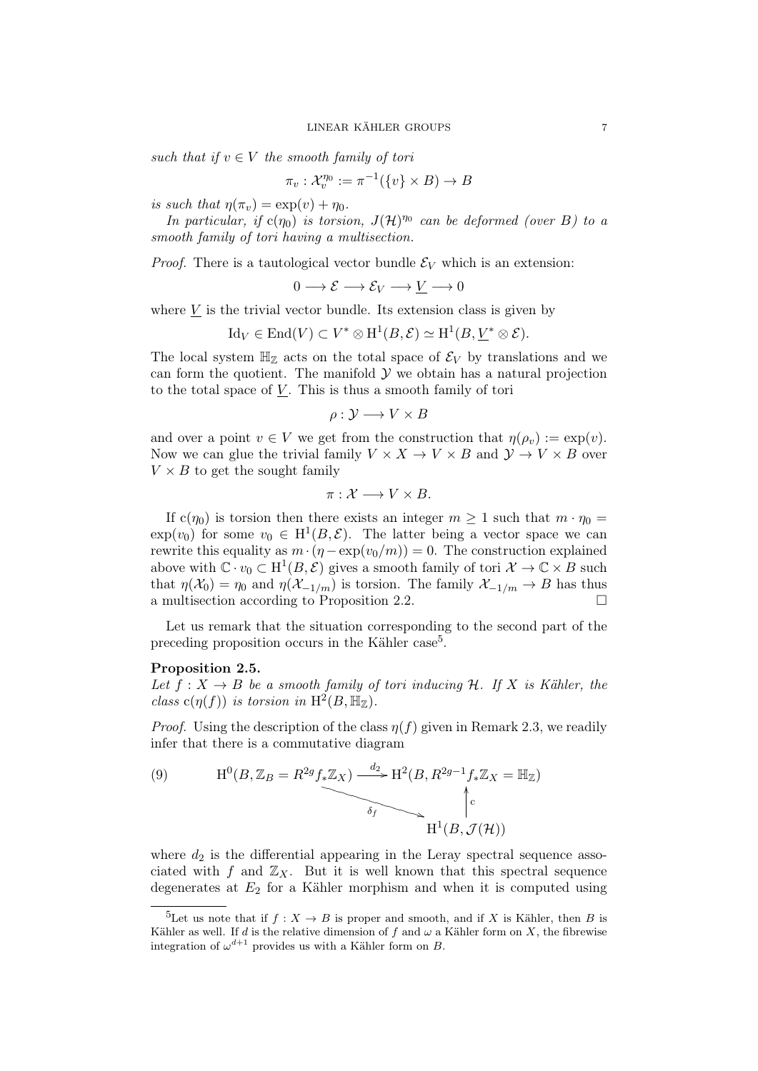*such that if $v \in V$ the smooth family of tori*

$$\pi_v : \mathcal{X}_v^{\eta_0} := \pi^{-1}(\{v\} \times B) \to B$$

*is such that $\eta(\pi_v) = \exp(v) + \eta_0$.*

*In particular, if $\mathrm{c}(\eta_0)$ is torsion, $J(\mathcal{H})^{\eta_0}$ can be deformed (over $B$) to a smooth family of tori having a multisection.*

*Proof.* There is a tautological vector bundle $\mathcal{E}_V$ which is an extension:

$$0 \longrightarrow \mathcal{E} \longrightarrow \mathcal{E}_V \longrightarrow \underline{V} \longrightarrow 0$$

where $\underline{V}$ is the trivial vector bundle. Its extension class is given by

$$\mathrm{Id}_V \in \mathrm{End}(V) \subset V^* \otimes \mathrm{H}^1(B, \mathcal{E}) \simeq \mathrm{H}^1(B, \underline{V}^* \otimes \mathcal{E}).$$

The local system $\mathbb{H}_{\mathbb{Z}}$ acts on the total space of $\mathcal{E}_V$ by translations and we can form the quotient. The manifold $\mathcal{Y}$ we obtain has a natural projection to the total space of $\underline{V}$. This is thus a smooth family of tori

$$\rho : \mathcal{Y} \longrightarrow V \times B$$

and over a point $v \in V$ we get from the construction that $\eta(\rho_v) := \exp(v)$. Now we can glue the trivial family $V \times X \to V \times B$ and $\mathcal{Y} \to V \times B$ over $V \times B$ to get the sought family

$$\pi : \mathcal{X} \longrightarrow V \times B.$$

If $\mathrm{c}(\eta_0)$ is torsion then there exists an integer $m \geq 1$ such that $m \cdot \eta_0 = \exp(v_0)$ for some $v_0 \in \mathrm{H}^1(B, \mathcal{E})$. The latter being a vector space we can rewrite this equality as $m \cdot (\eta - \exp(v_0/m)) = 0$. The construction explained above with $\mathbb{C} \cdot v_0 \subset \mathrm{H}^1(B, \mathcal{E})$ gives a smooth family of tori $\mathcal{X} \to \mathbb{C} \times B$ such that $\eta(\mathcal{X}_0) = \eta_0$ and $\eta(\mathcal{X}_{-1/m})$ is torsion. The family $\mathcal{X}_{-1/m} \to B$ has thus a multisection according to Proposition 2.2. $\square$

Let us remark that the situation corresponding to the second part of the preceding proposition occurs in the Kähler case[5].

**Proposition 2.5.**
*Let $f : X \to B$ be a smooth family of tori inducing $\mathcal{H}$. If $X$ is Kähler, the class $\mathrm{c}(\eta(f))$ is torsion in $\mathrm{H}^2(B, \mathbb{H}_{\mathbb{Z}})$.*

*Proof.* Using the description of the class $\eta(f)$ given in Remark 2.3, we readily infer that there is a commutative diagram

$$\begin{array}{ccc} \mathrm{H}^0(B, \mathbb{Z}_B = R^{2g} f_* \mathbb{Z}_X) & \xrightarrow{d_2} & \mathrm{H}^2(B, R^{2g-1} f_* \mathbb{Z}_X = \mathbb{H}_{\mathbb{Z}}) \\ & \searrow^{\delta_f} & \uparrow \mathrm{c} \\ & & \mathrm{H}^1(B, \mathcal{J}(\mathcal{H})) \end{array} \tag{9}$$

where $d_2$ is the differential appearing in the Leray spectral sequence associated with $f$ and $\mathbb{Z}_X$. But it is well known that this spectral sequence degenerates at $E_2$ for a Kähler morphism and when it is computed using

---

[5] Let us note that if $f : X \to B$ is proper and smooth, and if $X$ is Kähler, then $B$ is Kähler as well. If $d$ is the relative dimension of $f$ and $\omega$ a Kähler form on $X$, the fibrewise integration of $\omega^{d+1}$ provides us with a Kähler form on $B$.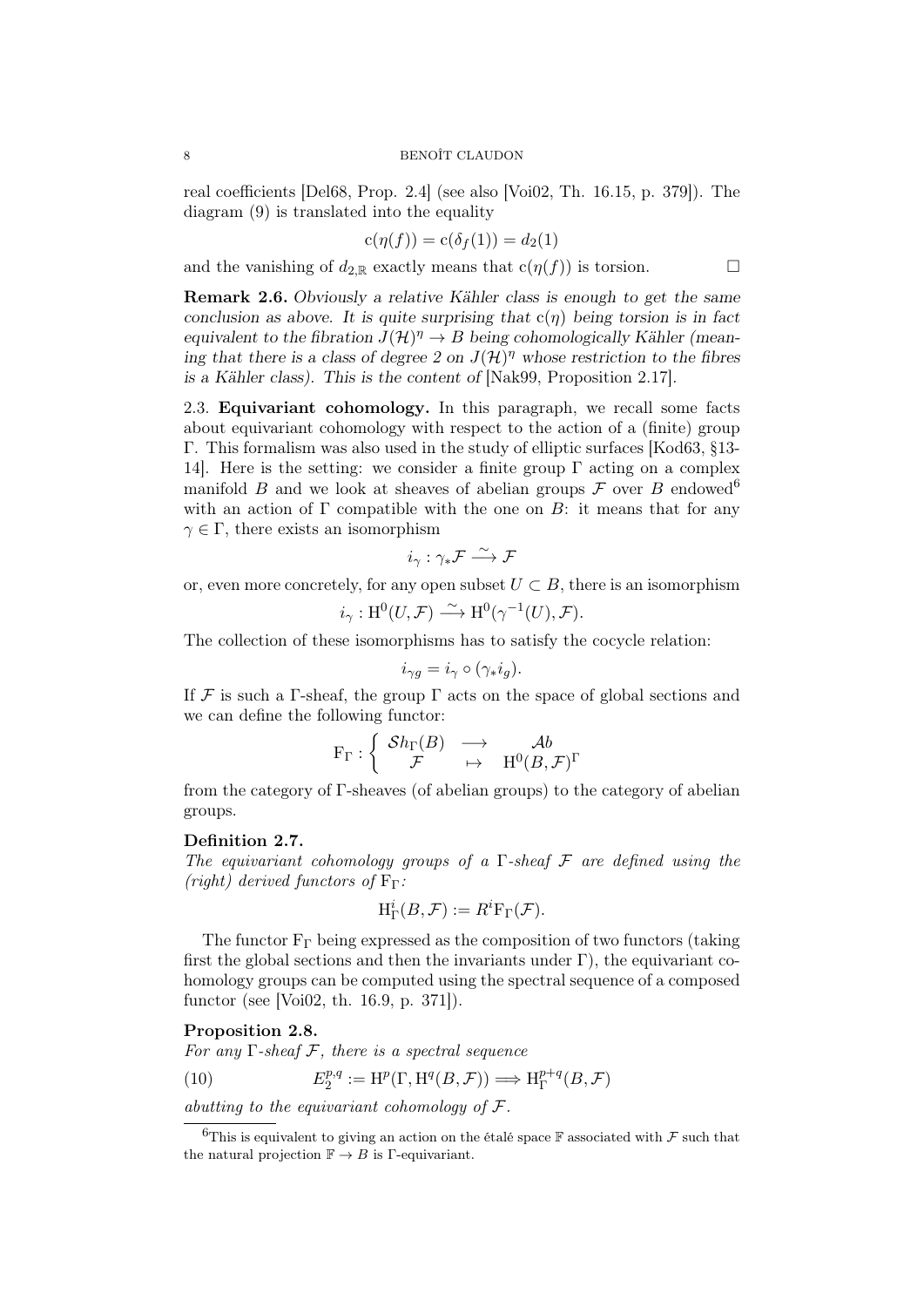real coefficients [Del68, Prop. 2.4] (see also [Voi02, Th. 16.15, p. 379]). The diagram (9) is translated into the equality

$$\mathrm{c}(\eta(f)) = \mathrm{c}(\delta_f(1)) = d_2(1)$$

and the vanishing of $d_{2,\mathbb{R}}$ exactly means that $\mathrm{c}(\eta(f))$ is torsion. □

**Remark 2.6.** *Obviously a relative Kähler class is enough to get the same conclusion as above. It is quite surprising that $\mathrm{c}(\eta)$ being torsion is in fact equivalent to the fibration $J(\mathcal{H})^\eta \to B$ being cohomologically Kähler (meaning that there is a class of degree 2 on $J(\mathcal{H})^\eta$ whose restriction to the fibres is a Kähler class). This is the content of* [Nak99, Proposition 2.17].

2.3. **Equivariant cohomology.** In this paragraph, we recall some facts about equivariant cohomology with respect to the action of a (finite) group $\Gamma$. This formalism was also used in the study of elliptic surfaces [Kod63, §13-14]. Here is the setting: we consider a finite group $\Gamma$ acting on a complex manifold $B$ and we look at sheaves of abelian groups $\mathcal{F}$ over $B$ endowed[6] with an action of $\Gamma$ compatible with the one on $B$: it means that for any $\gamma \in \Gamma$, there exists an isomorphism

$$i_\gamma : \gamma_* \mathcal{F} \xrightarrow{\sim} \mathcal{F}$$

or, even more concretely, for any open subset $U \subset B$, there is an isomorphism

$$i_\gamma : \mathrm{H}^0(U, \mathcal{F}) \xrightarrow{\sim} \mathrm{H}^0(\gamma^{-1}(U), \mathcal{F}).$$

The collection of these isomorphisms has to satisfy the cocycle relation:

$$i_{\gamma g} = i_\gamma \circ (\gamma_* i_g).$$

If $\mathcal{F}$ is such a $\Gamma$-sheaf, the group $\Gamma$ acts on the space of global sections and we can define the following functor:

$$\mathrm{F}_\Gamma : \left\{ \begin{array}{ccc} \mathcal{S}h_\Gamma(B) & \longrightarrow & \mathcal{A}b \\ \mathcal{F} & \mapsto & \mathrm{H}^0(B, \mathcal{F})^\Gamma \end{array} \right.$$

from the category of $\Gamma$-sheaves (of abelian groups) to the category of abelian groups.

**Definition 2.7.**
*The equivariant cohomology groups of a $\Gamma$-sheaf $\mathcal{F}$ are defined using the (right) derived functors of $\mathrm{F}_\Gamma$:*

$$\mathrm{H}^i_\Gamma(B, \mathcal{F}) := R^i \mathrm{F}_\Gamma(\mathcal{F}).$$

The functor $\mathrm{F}_\Gamma$ being expressed as the composition of two functors (taking first the global sections and then the invariants under $\Gamma$), the equivariant cohomology groups can be computed using the spectral sequence of a composed functor (see [Voi02, th. 16.9, p. 371]).

**Proposition 2.8.**
*For any $\Gamma$-sheaf $\mathcal{F}$, there is a spectral sequence*

$$E_2^{p,q} := \mathrm{H}^p(\Gamma, \mathrm{H}^q(B, \mathcal{F})) \Longrightarrow \mathrm{H}^{p+q}_\Gamma(B, \mathcal{F}) \tag{10}$$

*abutting to the equivariant cohomology of $\mathcal{F}$.*

---

[6] This is equivalent to giving an action on the étalé space $\mathbb{F}$ associated with $\mathcal{F}$ such that the natural projection $\mathbb{F} \to B$ is $\Gamma$-equivariant.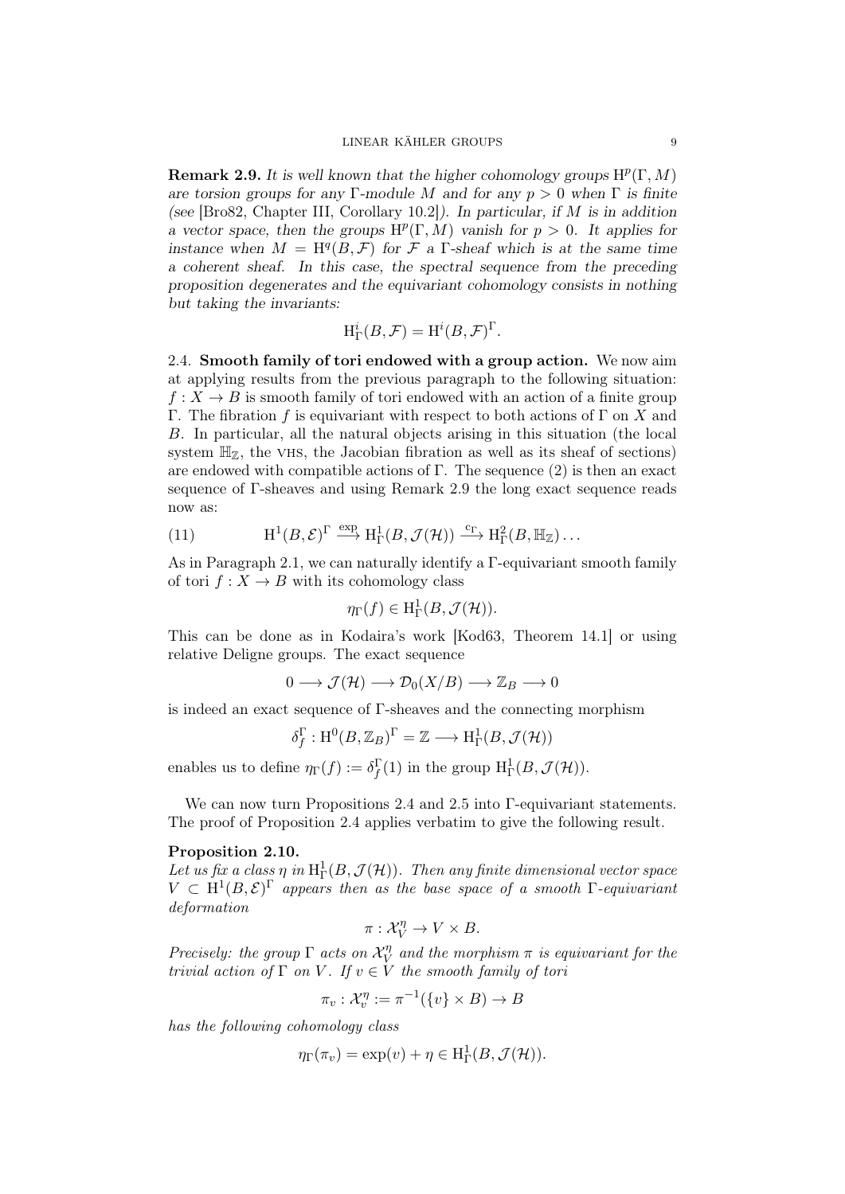**Remark 2.9.** *It is well known that the higher cohomology groups $\mathrm{H}^p(\Gamma, M)$ are torsion groups for any $\Gamma$-module $M$ and for any $p > 0$ when $\Gamma$ is finite (see* [Bro82, Chapter III, Corollary 10.2]*). In particular, if $M$ is in addition a vector space, then the groups $\mathrm{H}^p(\Gamma, M)$ vanish for $p > 0$. It applies for instance when $M = \mathrm{H}^q(B, \mathcal{F})$ for $\mathcal{F}$ a $\Gamma$-sheaf which is at the same time a coherent sheaf. In this case, the spectral sequence from the preceding proposition degenerates and the equivariant cohomology consists in nothing but taking the invariants:*

$$\mathrm{H}^i_\Gamma(B, \mathcal{F}) = \mathrm{H}^i(B, \mathcal{F})^\Gamma.$$

2.4. **Smooth family of tori endowed with a group action.** We now aim at applying results from the previous paragraph to the following situation: $f : X \to B$ is smooth family of tori endowed with an action of a finite group $\Gamma$. The fibration $f$ is equivariant with respect to both actions of $\Gamma$ on $X$ and $B$. In particular, all the natural objects arising in this situation (the local system $\mathbb{H}_\mathbb{Z}$, the VHS, the Jacobian fibration as well as its sheaf of sections) are endowed with compatible actions of $\Gamma$. The sequence (2) is then an exact sequence of $\Gamma$-sheaves and using Remark 2.9 the long exact sequence reads now as:

$$\mathrm{H}^1(B, \mathcal{E})^\Gamma \xrightarrow{\exp} \mathrm{H}^1_\Gamma(B, \mathcal{J}(\mathcal{H})) \xrightarrow{c_\Gamma} \mathrm{H}^2_\Gamma(B, \mathbb{H}_\mathbb{Z}) \ldots \tag{11}$$

As in Paragraph 2.1, we can naturally identify a $\Gamma$-equivariant smooth family of tori $f : X \to B$ with its cohomology class

$$\eta_\Gamma(f) \in \mathrm{H}^1_\Gamma(B, \mathcal{J}(\mathcal{H})).$$

This can be done as in Kodaira's work [Kod63, Theorem 14.1] or using relative Deligne groups. The exact sequence

$$0 \longrightarrow \mathcal{J}(\mathcal{H}) \longrightarrow \mathcal{D}_0(X/B) \longrightarrow \mathbb{Z}_B \longrightarrow 0$$

is indeed an exact sequence of $\Gamma$-sheaves and the connecting morphism

$$\delta^\Gamma_f : \mathrm{H}^0(B, \mathbb{Z}_B)^\Gamma = \mathbb{Z} \longrightarrow \mathrm{H}^1_\Gamma(B, \mathcal{J}(\mathcal{H}))$$

enables us to define $\eta_\Gamma(f) := \delta^\Gamma_f(1)$ in the group $\mathrm{H}^1_\Gamma(B, \mathcal{J}(\mathcal{H}))$.

We can now turn Propositions 2.4 and 2.5 into $\Gamma$-equivariant statements. The proof of Proposition 2.4 applies verbatim to give the following result.

**Proposition 2.10.**
*Let us fix a class $\eta$ in $\mathrm{H}^1_\Gamma(B, \mathcal{J}(\mathcal{H}))$. Then any finite dimensional vector space $V \subset \mathrm{H}^1(B, \mathcal{E})^\Gamma$ appears then as the base space of a smooth $\Gamma$-equivariant deformation*

$$\pi : \mathcal{X}^\eta_V \to V \times B.$$

*Precisely: the group $\Gamma$ acts on $\mathcal{X}^\eta_V$ and the morphism $\pi$ is equivariant for the trivial action of $\Gamma$ on $V$. If $v \in V$ the smooth family of tori*

$$\pi_v : \mathcal{X}^\eta_v := \pi^{-1}(\{v\} \times B) \to B$$

*has the following cohomology class*

$$\eta_\Gamma(\pi_v) = \exp(v) + \eta \in \mathrm{H}^1_\Gamma(B, \mathcal{J}(\mathcal{H})).$$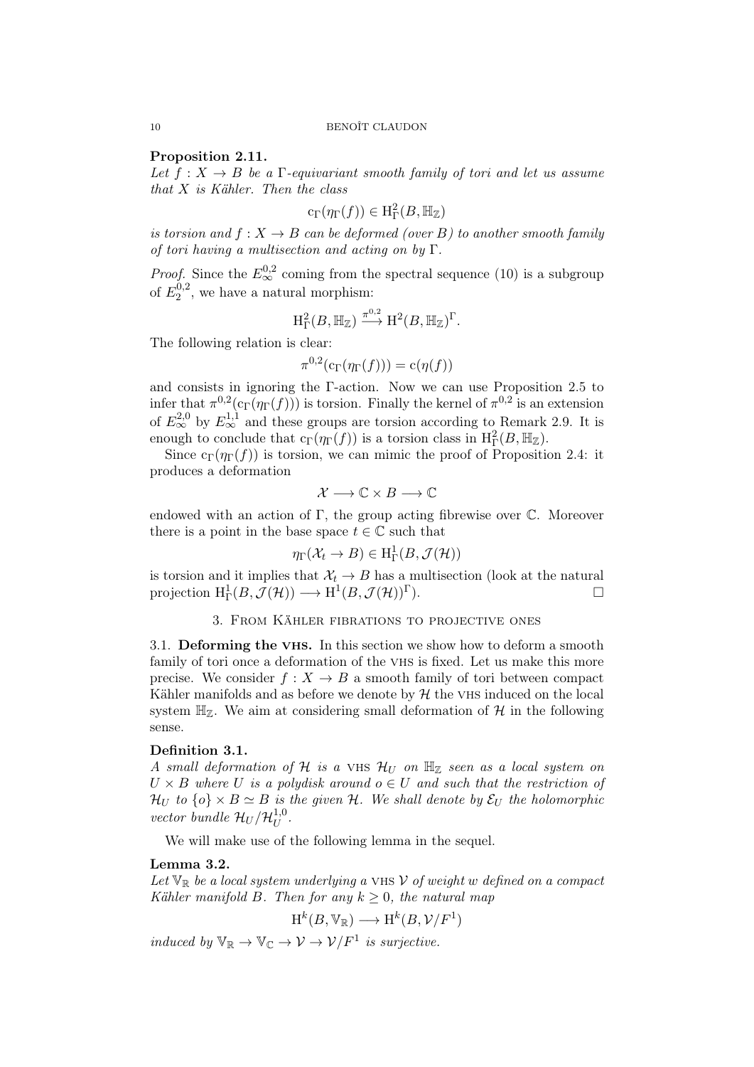**Proposition 2.11.**
*Let $f : X \to B$ be a $\Gamma$-equivariant smooth family of tori and let us assume that $X$ is Kähler. Then the class*

$$\mathrm{c}_\Gamma(\eta_\Gamma(f)) \in \mathrm{H}^2_\Gamma(B, \mathbb{H}_\mathbb{Z})$$

*is torsion and $f : X \to B$ can be deformed (over $B$) to another smooth family of tori having a multisection and acting on by $\Gamma$.*

*Proof.* Since the $E_\infty^{0,2}$ coming from the spectral sequence (10) is a subgroup of $E_2^{0,2}$, we have a natural morphism:

$$\mathrm{H}^2_\Gamma(B, \mathbb{H}_\mathbb{Z}) \xrightarrow{\pi^{0,2}} \mathrm{H}^2(B, \mathbb{H}_\mathbb{Z})^\Gamma.$$

The following relation is clear:

$$\pi^{0,2}(\mathrm{c}_\Gamma(\eta_\Gamma(f))) = \mathrm{c}(\eta(f))$$

and consists in ignoring the $\Gamma$-action. Now we can use Proposition 2.5 to infer that $\pi^{0,2}(\mathrm{c}_\Gamma(\eta_\Gamma(f)))$ is torsion. Finally the kernel of $\pi^{0,2}$ is an extension of $E_\infty^{2,0}$ by $E_\infty^{1,1}$ and these groups are torsion according to Remark 2.9. It is enough to conclude that $\mathrm{c}_\Gamma(\eta_\Gamma(f))$ is a torsion class in $\mathrm{H}^2_\Gamma(B, \mathbb{H}_\mathbb{Z})$.

Since $\mathrm{c}_\Gamma(\eta_\Gamma(f))$ is torsion, we can mimic the proof of Proposition 2.4: it produces a deformation

$$\mathcal{X} \longrightarrow \mathbb{C} \times B \longrightarrow \mathbb{C}$$

endowed with an action of $\Gamma$, the group acting fibrewise over $\mathbb{C}$. Moreover there is a point in the base space $t \in \mathbb{C}$ such that

$$\eta_\Gamma(\mathcal{X}_t \to B) \in \mathrm{H}^1_\Gamma(B, \mathcal{J}(\mathcal{H}))$$

is torsion and it implies that $\mathcal{X}_t \to B$ has a multisection (look at the natural projection $\mathrm{H}^1_\Gamma(B, \mathcal{J}(\mathcal{H})) \longrightarrow \mathrm{H}^1(B, \mathcal{J}(\mathcal{H}))^\Gamma$). □

## 3. From Kähler fibrations to projective ones

**3.1. Deforming the VHS.** In this section we show how to deform a smooth family of tori once a deformation of the VHS is fixed. Let us make this more precise. We consider $f : X \to B$ a smooth family of tori between compact Kähler manifolds and as before we denote by $\mathcal{H}$ the VHS induced on the local system $\mathbb{H}_\mathbb{Z}$. We aim at considering small deformation of $\mathcal{H}$ in the following sense.

**Definition 3.1.**
*A small deformation of $\mathcal{H}$ is a VHS $\mathcal{H}_U$ on $\mathbb{H}_\mathbb{Z}$ seen as a local system on $U \times B$ where $U$ is a polydisk around $o \in U$ and such that the restriction of $\mathcal{H}_U$ to $\{o\} \times B \simeq B$ is the given $\mathcal{H}$. We shall denote by $\mathcal{E}_U$ the holomorphic vector bundle $\mathcal{H}_U/\mathcal{H}_U^{1,0}$.*

We will make use of the following lemma in the sequel.

**Lemma 3.2.**
*Let $\mathbb{V}_\mathbb{R}$ be a local system underlying a VHS $\mathcal{V}$ of weight $w$ defined on a compact Kähler manifold $B$. Then for any $k \geq 0$, the natural map*

$$\mathrm{H}^k(B, \mathbb{V}_\mathbb{R}) \longrightarrow \mathrm{H}^k(B, \mathcal{V}/F^1)$$

*induced by $\mathbb{V}_\mathbb{R} \to \mathbb{V}_\mathbb{C} \to \mathcal{V} \to \mathcal{V}/F^1$ is surjective.*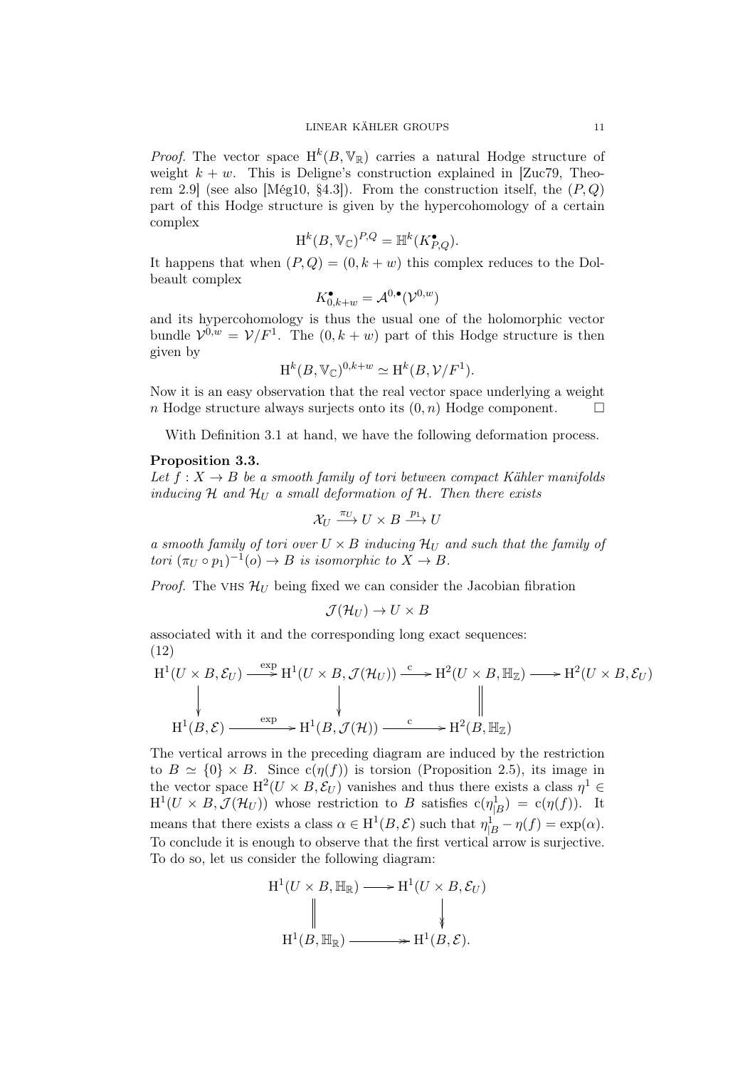*Proof.* The vector space $\mathrm{H}^k(B, \mathbb{V}_{\mathbb{R}})$ carries a natural Hodge structure of weight $k + w$. This is Deligne's construction explained in [Zuc79, Theorem 2.9] (see also [Még10, §4.3]). From the construction itself, the $(P, Q)$ part of this Hodge structure is given by the hypercohomology of a certain complex

$$\mathrm{H}^k(B, \mathbb{V}_{\mathbb{C}})^{P,Q} = \mathbb{H}^k(K^{\bullet}_{P,Q}).$$

It happens that when $(P, Q) = (0, k + w)$ this complex reduces to the Dolbeault complex

$$K^{\bullet}_{0,k+w} = \mathcal{A}^{0,\bullet}(\mathcal{V}^{0,w})$$

and its hypercohomology is thus the usual one of the holomorphic vector bundle $\mathcal{V}^{0,w} = \mathcal{V}/F^1$. The $(0, k + w)$ part of this Hodge structure is then given by

$$\mathrm{H}^k(B, \mathbb{V}_{\mathbb{C}})^{0,k+w} \simeq \mathrm{H}^k(B, \mathcal{V}/F^1).$$

Now it is an easy observation that the real vector space underlying a weight $n$ Hodge structure always surjects onto its $(0, n)$ Hodge component. $\square$

With Definition 3.1 at hand, we have the following deformation process.

**Proposition 3.3.**
*Let $f : X \to B$ be a smooth family of tori between compact Kähler manifolds inducing $\mathcal{H}$ and $\mathcal{H}_U$ a small deformation of $\mathcal{H}$. Then there exists*

$$\mathcal{X}_U \xrightarrow{\pi_U} U \times B \xrightarrow{p_1} U$$

*a smooth family of tori over $U \times B$ inducing $\mathcal{H}_U$ and such that the family of tori $(\pi_U \circ p_1)^{-1}(o) \to B$ is isomorphic to $X \to B$.*

*Proof.* The VHS $\mathcal{H}_U$ being fixed we can consider the Jacobian fibration

$$\mathcal{J}(\mathcal{H}_U) \to U \times B$$

associated with it and the corresponding long exact sequences:

(12)

$$\begin{array}{ccccccc}
\mathrm{H}^1(U \times B, \mathcal{E}_U) & \xrightarrow{\exp} & \mathrm{H}^1(U \times B, \mathcal{J}(\mathcal{H}_U)) & \xrightarrow{\mathrm{c}} & \mathrm{H}^2(U \times B, \mathbb{H}_{\mathbb{Z}}) & \longrightarrow & \mathrm{H}^2(U \times B, \mathcal{E}_U) \\
\downarrow & & \downarrow & & \| & & \\
\mathrm{H}^1(B, \mathcal{E}) & \xrightarrow{\exp} & \mathrm{H}^1(B, \mathcal{J}(\mathcal{H})) & \xrightarrow{\mathrm{c}} & \mathrm{H}^2(B, \mathbb{H}_{\mathbb{Z}}) & &
\end{array}$$

The vertical arrows in the preceding diagram are induced by the restriction to $B \simeq \{0\} \times B$. Since $\mathrm{c}(\eta(f))$ is torsion (Proposition 2.5), its image in the vector space $\mathrm{H}^2(U \times B, \mathcal{E}_U)$ vanishes and thus there exists a class $\eta^1 \in \mathrm{H}^1(U \times B, \mathcal{J}(\mathcal{H}_U))$ whose restriction to $B$ satisfies $\mathrm{c}(\eta^1_{|B}) = \mathrm{c}(\eta(f))$. It means that there exists a class $\alpha \in \mathrm{H}^1(B, \mathcal{E})$ such that $\eta^1_{|B} - \eta(f) = \exp(\alpha)$. To conclude it is enough to observe that the first vertical arrow is surjective. To do so, let us consider the following diagram:

$$\begin{array}{ccc}
\mathrm{H}^1(U \times B, \mathbb{H}_{\mathbb{R}}) & \longrightarrow & \mathrm{H}^1(U \times B, \mathcal{E}_U) \\
\| & & \downarrow \\
\mathrm{H}^1(B, \mathbb{H}_{\mathbb{R}}) & \twoheadrightarrow & \mathrm{H}^1(B, \mathcal{E}).
\end{array}$$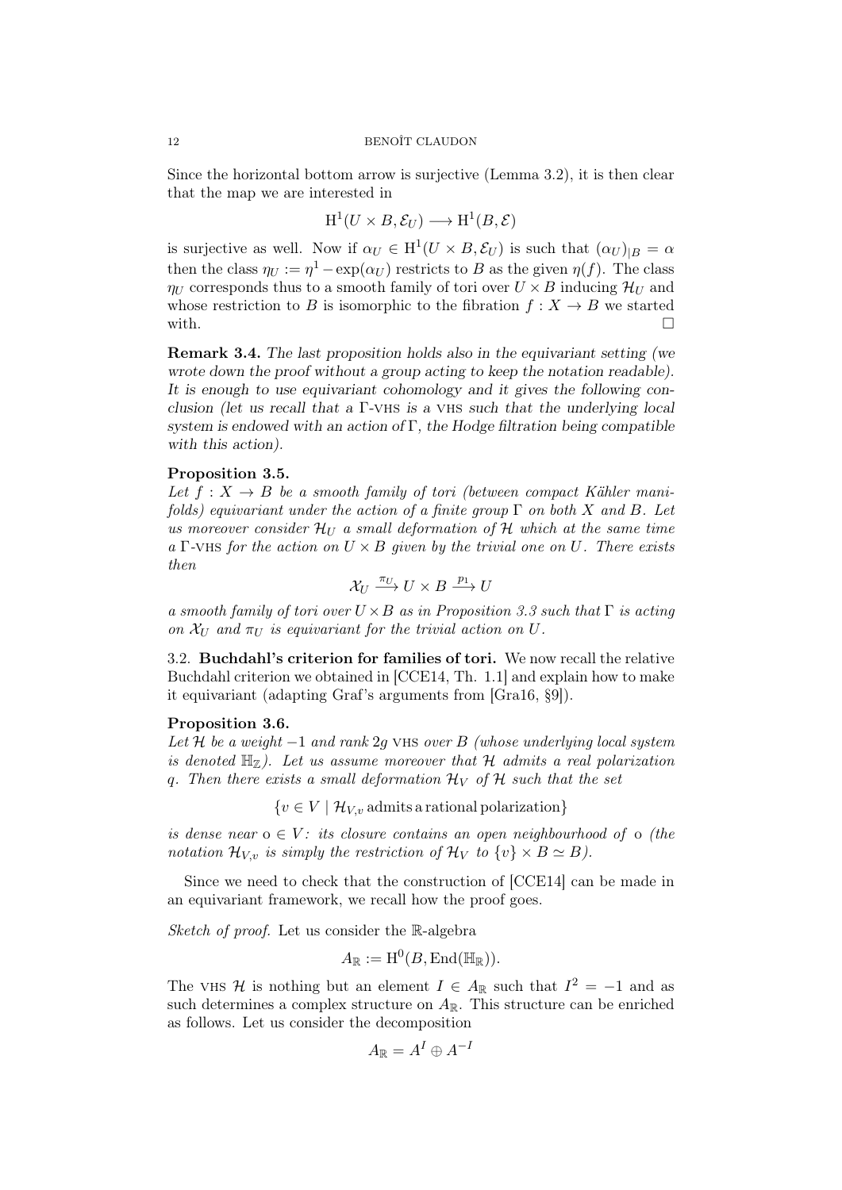Since the horizontal bottom arrow is surjective (Lemma 3.2), it is then clear that the map we are interested in

$$\mathrm{H}^1(U \times B, \mathcal{E}_U) \longrightarrow \mathrm{H}^1(B, \mathcal{E})$$

is surjective as well. Now if $\alpha_U \in \mathrm{H}^1(U \times B, \mathcal{E}_U)$ is such that $(\alpha_U)_{|B} = \alpha$ then the class $\eta_U := \eta^1 - \exp(\alpha_U)$ restricts to $B$ as the given $\eta(f)$. The class $\eta_U$ corresponds thus to a smooth family of tori over $U \times B$ inducing $\mathcal{H}_U$ and whose restriction to $B$ is isomorphic to the fibration $f : X \to B$ we started with. □

**Remark 3.4.** *The last proposition holds also in the equivariant setting (we wrote down the proof without a group acting to keep the notation readable). It is enough to use equivariant cohomology and it gives the following conclusion (let us recall that a $\Gamma$-VHS is a VHS such that the underlying local system is endowed with an action of $\Gamma$, the Hodge filtration being compatible with this action).*

**Proposition 3.5.**
*Let $f : X \to B$ be a smooth family of tori (between compact Kähler manifolds) equivariant under the action of a finite group $\Gamma$ on both $X$ and $B$. Let us moreover consider $\mathcal{H}_U$ a small deformation of $\mathcal{H}$ which at the same time a $\Gamma$-VHS for the action on $U \times B$ given by the trivial one on $U$. There exists then*

$$\mathcal{X}_U \xrightarrow{\pi_U} U \times B \xrightarrow{p_1} U$$

*a smooth family of tori over $U \times B$ as in Proposition 3.3 such that $\Gamma$ is acting on $\mathcal{X}_U$ and $\pi_U$ is equivariant for the trivial action on $U$.*

3.2. **Buchdahl's criterion for families of tori.** We now recall the relative Buchdahl criterion we obtained in [CCE14, Th. 1.1] and explain how to make it equivariant (adapting Graf's arguments from [Gra16, §9]).

**Proposition 3.6.**
*Let $\mathcal{H}$ be a weight $-1$ and rank $2g$ VHS over $B$ (whose underlying local system is denoted $\mathbb{H}_{\mathbb{Z}}$). Let us assume moreover that $\mathcal{H}$ admits a real polarization $q$. Then there exists a small deformation $\mathcal{H}_V$ of $\mathcal{H}$ such that the set*

$$\{v \in V \mid \mathcal{H}_{V,v} \,\text{admits a rational polarization}\}$$

*is dense near $\mathrm{o} \in V$: its closure contains an open neighbourhood of $\mathrm{o}$ (the notation $\mathcal{H}_{V,v}$ is simply the restriction of $\mathcal{H}_V$ to $\{v\} \times B \simeq B$).*

Since we need to check that the construction of [CCE14] can be made in an equivariant framework, we recall how the proof goes.

*Sketch of proof.* Let us consider the $\mathbb{R}$-algebra

$$A_{\mathbb{R}} := \mathrm{H}^0(B, \mathrm{End}(\mathbb{H}_{\mathbb{R}})).$$

The VHS $\mathcal{H}$ is nothing but an element $I \in A_{\mathbb{R}}$ such that $I^2 = -1$ and as such determines a complex structure on $A_{\mathbb{R}}$. This structure can be enriched as follows. Let us consider the decomposition

$$A_{\mathbb{R}} = A^I \oplus A^{-I}$$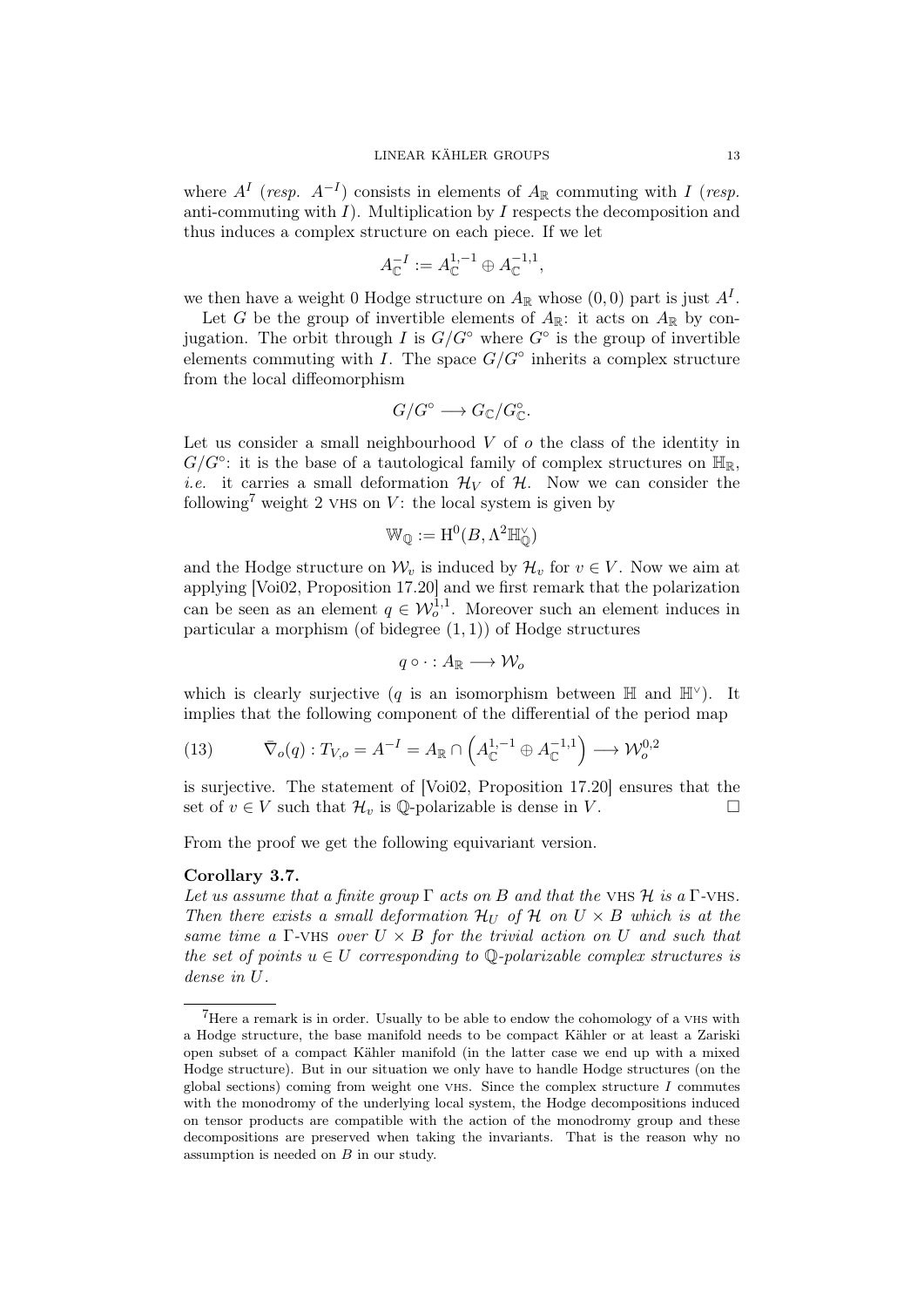where $A^I$ (*resp.* $A^{-I}$) consists in elements of $A_{\mathbb{R}}$ commuting with $I$ (*resp.* anti-commuting with $I$). Multiplication by $I$ respects the decomposition and thus induces a complex structure on each piece. If we let

$$A_{\mathbb{C}}^{-I} := A_{\mathbb{C}}^{1,-1} \oplus A_{\mathbb{C}}^{-1,1},$$

we then have a weight 0 Hodge structure on $A_{\mathbb{R}}$ whose $(0,0)$ part is just $A^I$.

Let $G$ be the group of invertible elements of $A_{\mathbb{R}}$: it acts on $A_{\mathbb{R}}$ by conjugation. The orbit through $I$ is $G/G^{\circ}$ where $G^{\circ}$ is the group of invertible elements commuting with $I$. The space $G/G^{\circ}$ inherits a complex structure from the local diffeomorphism

$$G/G^{\circ} \longrightarrow G_{\mathbb{C}}/G_{\mathbb{C}}^{\circ}.$$

Let us consider a small neighbourhood $V$ of $o$ the class of the identity in $G/G^{\circ}$: it is the base of a tautological family of complex structures on $\mathbb{H}_{\mathbb{R}}$, *i.e.* it carries a small deformation $\mathcal{H}_V$ of $\mathcal{H}$. Now we can consider the following[7] weight 2 VHS on $V$: the local system is given by

$$\mathbb{W}_{\mathbb{Q}} := \mathrm{H}^0(B, \Lambda^2 \mathbb{H}_{\mathbb{Q}}^{\vee})$$

and the Hodge structure on $\mathcal{W}_v$ is induced by $\mathcal{H}_v$ for $v \in V$. Now we aim at applying [Voi02, Proposition 17.20] and we first remark that the polarization can be seen as an element $q \in \mathcal{W}_o^{1,1}$. Moreover such an element induces in particular a morphism (of bidegree $(1,1)$) of Hodge structures

$$q \circ \cdot : A_{\mathbb{R}} \longrightarrow \mathcal{W}_o$$

which is clearly surjective ($q$ is an isomorphism between $\mathbb{H}$ and $\mathbb{H}^{\vee}$). It implies that the following component of the differential of the period map

$$\bar{\nabla}_o(q) : T_{V,o} = A^{-I} = A_{\mathbb{R}} \cap \left(A_{\mathbb{C}}^{1,-1} \oplus A_{\mathbb{C}}^{-1,1}\right) \longrightarrow \mathcal{W}_o^{0,2} \tag{13}$$

is surjective. The statement of [Voi02, Proposition 17.20] ensures that the set of $v \in V$ such that $\mathcal{H}_v$ is $\mathbb{Q}$-polarizable is dense in $V$. □

From the proof we get the following equivariant version.

**Corollary 3.7.**
*Let us assume that a finite group $\Gamma$ acts on $B$ and that the VHS $\mathcal{H}$ is a $\Gamma$-VHS. Then there exists a small deformation $\mathcal{H}_U$ of $\mathcal{H}$ on $U \times B$ which is at the same time a $\Gamma$-VHS over $U \times B$ for the trivial action on $U$ and such that the set of points $u \in U$ corresponding to $\mathbb{Q}$-polarizable complex structures is dense in $U$.*

---

[7] Here a remark is in order. Usually to be able to endow the cohomology of a VHS with a Hodge structure, the base manifold needs to be compact Kähler or at least a Zariski open subset of a compact Kähler manifold (in the latter case we end up with a mixed Hodge structure). But in our situation we only have to handle Hodge structures (on the global sections) coming from weight one VHS. Since the complex structure $I$ commutes with the monodromy of the underlying local system, the Hodge decompositions induced on tensor products are compatible with the action of the monodromy group and these decompositions are preserved when taking the invariants. That is the reason why no assumption is needed on $B$ in our study.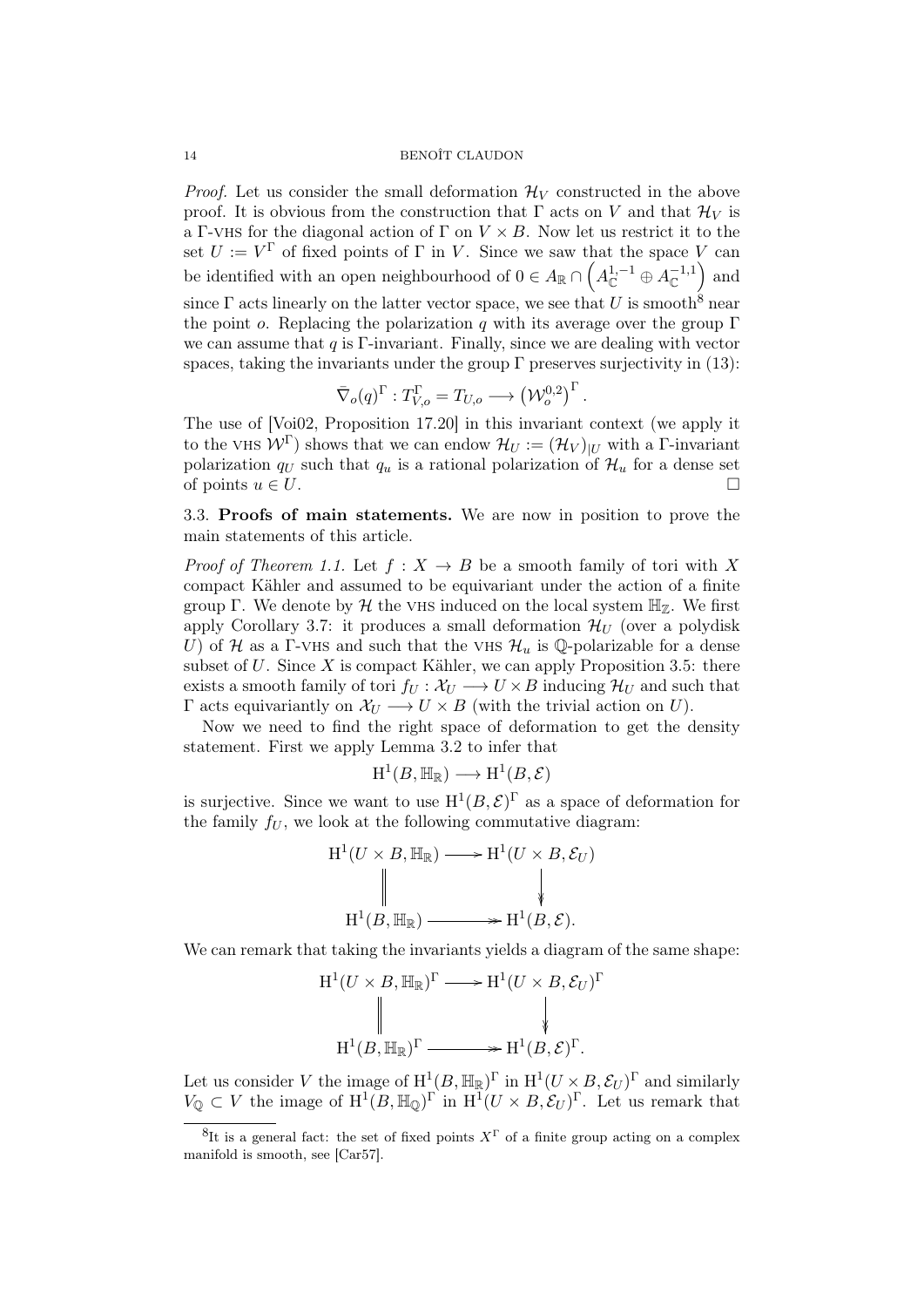*Proof.* Let us consider the small deformation $\mathcal{H}_V$ constructed in the above proof. It is obvious from the construction that $\Gamma$ acts on $V$ and that $\mathcal{H}_V$ is a $\Gamma$-VHS for the diagonal action of $\Gamma$ on $V \times B$. Now let us restrict it to the set $U := V^\Gamma$ of fixed points of $\Gamma$ in $V$. Since we saw that the space $V$ can be identified with an open neighbourhood of $0 \in A_{\mathbb{R}} \cap \left(A_{\mathbb{C}}^{1,-1} \oplus A_{\mathbb{C}}^{-1,1}\right)$ and since $\Gamma$ acts linearly on the latter vector space, we see that $U$ is smooth[8] near the point $o$. Replacing the polarization $q$ with its average over the group $\Gamma$ we can assume that $q$ is $\Gamma$-invariant. Finally, since we are dealing with vector spaces, taking the invariants under the group $\Gamma$ preserves surjectivity in (13):

$$\bar{\nabla}_o(q)^\Gamma : T_{V,o}^\Gamma = T_{U,o} \longrightarrow \left(\mathcal{W}_o^{0,2}\right)^\Gamma.$$

The use of [Voi02, Proposition 17.20] in this invariant context (we apply it to the VHS $\mathcal{W}^\Gamma$) shows that we can endow $\mathcal{H}_U := (\mathcal{H}_V)_{|U}$ with a $\Gamma$-invariant polarization $q_U$ such that $q_u$ is a rational polarization of $\mathcal{H}_u$ for a dense set of points $u \in U$. □

### 3.3. Proofs of main statements.

We are now in position to prove the main statements of this article.

*Proof of Theorem 1.1.* Let $f : X \to B$ be a smooth family of tori with $X$ compact Kähler and assumed to be equivariant under the action of a finite group $\Gamma$. We denote by $\mathcal{H}$ the VHS induced on the local system $\mathbb{H}_{\mathbb{Z}}$. We first apply Corollary 3.7: it produces a small deformation $\mathcal{H}_U$ (over a polydisk $U$) of $\mathcal{H}$ as a $\Gamma$-VHS and such that the VHS $\mathcal{H}_u$ is $\mathbb{Q}$-polarizable for a dense subset of $U$. Since $X$ is compact Kähler, we can apply Proposition 3.5: there exists a smooth family of tori $f_U : \mathcal{X}_U \longrightarrow U \times B$ inducing $\mathcal{H}_U$ and such that $\Gamma$ acts equivariantly on $\mathcal{X}_U \longrightarrow U \times B$ (with the trivial action on $U$).

Now we need to find the right space of deformation to get the density statement. First we apply Lemma 3.2 to infer that

$$\mathrm{H}^1(B, \mathbb{H}_{\mathbb{R}}) \longrightarrow \mathrm{H}^1(B, \mathcal{E})$$

is surjective. Since we want to use $\mathrm{H}^1(B, \mathcal{E})^\Gamma$ as a space of deformation for the family $f_U$, we look at the following commutative diagram:

$$\begin{array}{ccc}
\mathrm{H}^1(U \times B, \mathbb{H}_{\mathbb{R}}) & \longrightarrow & \mathrm{H}^1(U \times B, \mathcal{E}_U) \\
\| & & \downarrow \\
\mathrm{H}^1(B, \mathbb{H}_{\mathbb{R}}) & \twoheadrightarrow & \mathrm{H}^1(B, \mathcal{E}).
\end{array}$$

We can remark that taking the invariants yields a diagram of the same shape:

$$\begin{array}{ccc}
\mathrm{H}^1(U \times B, \mathbb{H}_{\mathbb{R}})^\Gamma & \longrightarrow & \mathrm{H}^1(U \times B, \mathcal{E}_U)^\Gamma \\
\| & & \downarrow \\
\mathrm{H}^1(B, \mathbb{H}_{\mathbb{R}})^\Gamma & \twoheadrightarrow & \mathrm{H}^1(B, \mathcal{E})^\Gamma.
\end{array}$$

Let us consider $V$ the image of $\mathrm{H}^1(B, \mathbb{H}_{\mathbb{R}})^\Gamma$ in $\mathrm{H}^1(U \times B, \mathcal{E}_U)^\Gamma$ and similarly $V_{\mathbb{Q}} \subset V$ the image of $\mathrm{H}^1(B, \mathbb{H}_{\mathbb{Q}})^\Gamma$ in $\mathrm{H}^1(U \times B, \mathcal{E}_U)^\Gamma$. Let us remark that

[8] It is a general fact: the set of fixed points $X^\Gamma$ of a finite group acting on a complex manifold is smooth, see [Car57].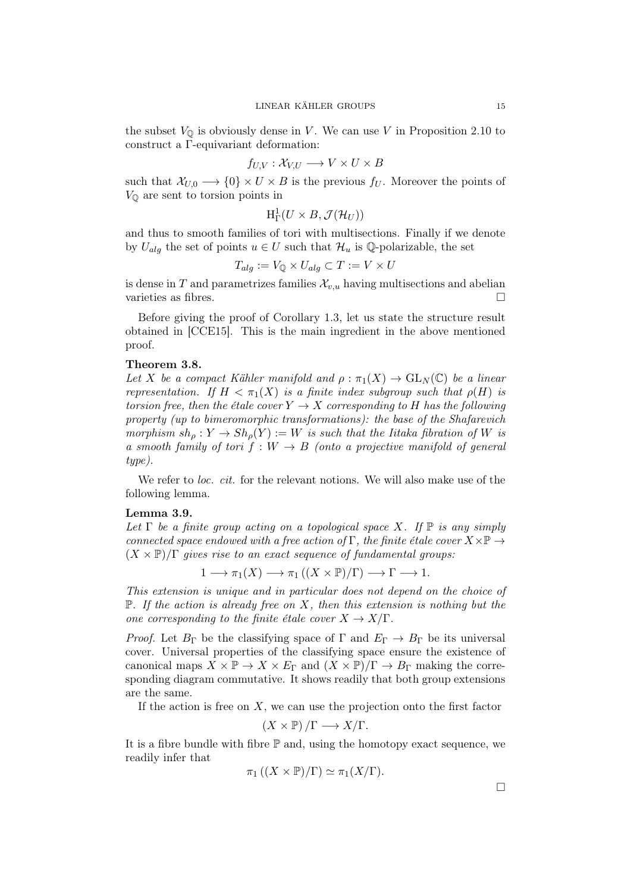the subset $V_{\mathbb{Q}}$ is obviously dense in $V$. We can use $V$ in Proposition 2.10 to construct a $\Gamma$-equivariant deformation:

$$f_{U,V} : \mathcal{X}_{V,U} \longrightarrow V \times U \times B$$

such that $\mathcal{X}_{U,0} \longrightarrow \{0\} \times U \times B$ is the previous $f_U$. Moreover the points of $V_{\mathbb{Q}}$ are sent to torsion points in

$$\mathrm{H}^1_{\Gamma}(U \times B, \mathcal{J}(\mathcal{H}_U))$$

and thus to smooth families of tori with multisections. Finally if we denote by $U_{alg}$ the set of points $u \in U$ such that $\mathcal{H}_u$ is $\mathbb{Q}$-polarizable, the set

$$T_{alg} := V_{\mathbb{Q}} \times U_{alg} \subset T := V \times U$$

is dense in $T$ and parametrizes families $\mathcal{X}_{v,u}$ having multisections and abelian varieties as fibres. □

Before giving the proof of Corollary 1.3, let us state the structure result obtained in [CCE15]. This is the main ingredient in the above mentioned proof.

**Theorem 3.8.**
*Let $X$ be a compact Kähler manifold and $\rho : \pi_1(X) \to \mathrm{GL}_N(\mathbb{C})$ be a linear representation. If $H < \pi_1(X)$ is a finite index subgroup such that $\rho(H)$ is torsion free, then the étale cover $Y \to X$ corresponding to $H$ has the following property (up to bimeromorphic transformations): the base of the Shafarevich morphism $sh_\rho : Y \to Sh_\rho(Y) := W$ is such that the Iitaka fibration of $W$ is a smooth family of tori $f : W \to B$ (onto a projective manifold of general type).*

We refer to *loc. cit.* for the relevant notions. We will also make use of the following lemma.

**Lemma 3.9.**
*Let $\Gamma$ be a finite group acting on a topological space $X$. If $\mathbb{P}$ is any simply connected space endowed with a free action of $\Gamma$, the finite étale cover $X \times \mathbb{P} \to (X \times \mathbb{P})/\Gamma$ gives rise to an exact sequence of fundamental groups:*

$$1 \longrightarrow \pi_1(X) \longrightarrow \pi_1\left((X \times \mathbb{P})/\Gamma\right) \longrightarrow \Gamma \longrightarrow 1.$$

*This extension is unique and in particular does not depend on the choice of $\mathbb{P}$. If the action is already free on $X$, then this extension is nothing but the one corresponding to the finite étale cover $X \to X/\Gamma$.*

*Proof.* Let $B_\Gamma$ be the classifying space of $\Gamma$ and $E_\Gamma \to B_\Gamma$ be its universal cover. Universal properties of the classifying space ensure the existence of canonical maps $X \times \mathbb{P} \to X \times E_\Gamma$ and $(X \times \mathbb{P})/\Gamma \to B_\Gamma$ making the corresponding diagram commutative. It shows readily that both group extensions are the same.

If the action is free on $X$, we can use the projection onto the first factor

$$\left(X \times \mathbb{P}\right)/\Gamma \longrightarrow X/\Gamma.$$

It is a fibre bundle with fibre $\mathbb{P}$ and, using the homotopy exact sequence, we readily infer that

$$\pi_1\left((X \times \mathbb{P})/\Gamma\right) \simeq \pi_1(X/\Gamma).$$

□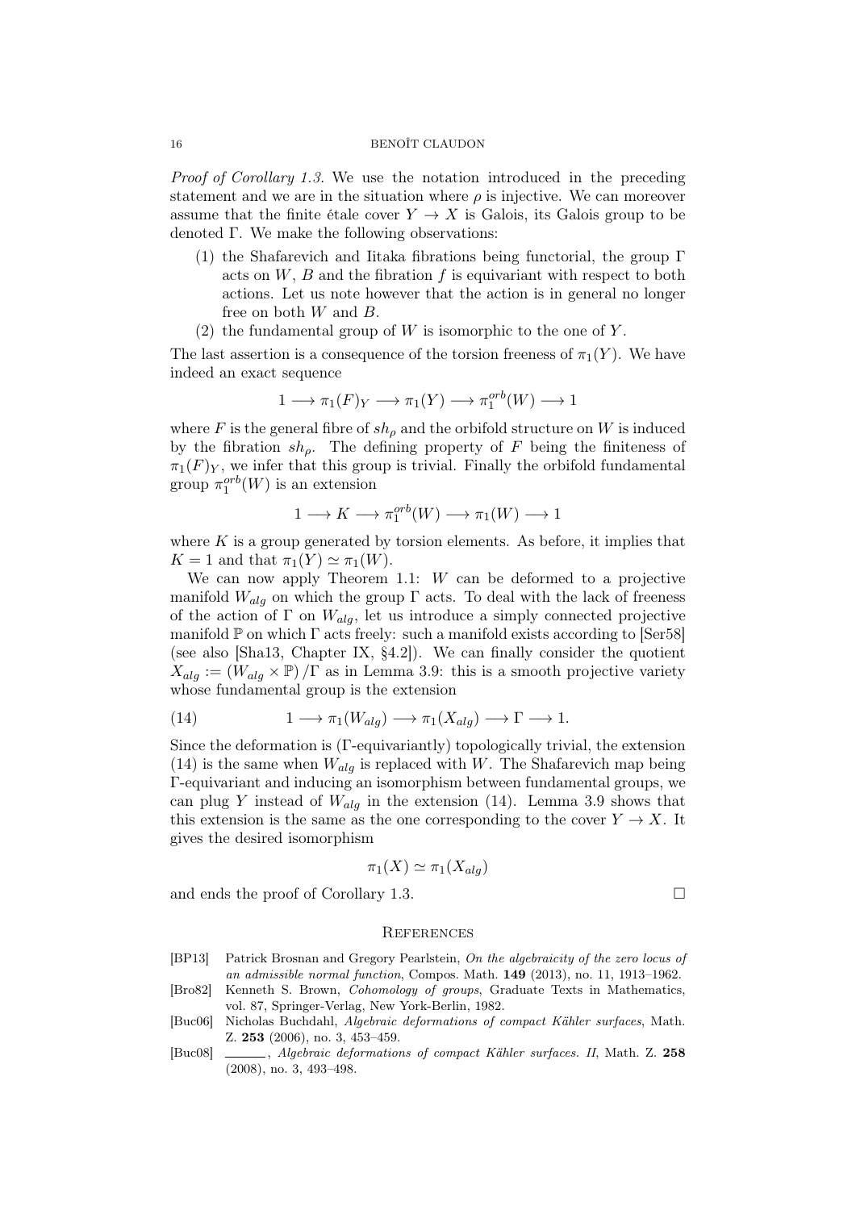*Proof of Corollary 1.3.* We use the notation introduced in the preceding statement and we are in the situation where $\rho$ is injective. We can moreover assume that the finite étale cover $Y \to X$ is Galois, its Galois group to be denoted $\Gamma$. We make the following observations:

1. the Shafarevich and Iitaka fibrations being functorial, the group $\Gamma$ acts on $W$, $B$ and the fibration $f$ is equivariant with respect to both actions. Let us note however that the action is in general no longer free on both $W$ and $B$.
2. the fundamental group of $W$ is isomorphic to the one of $Y$.

The last assertion is a consequence of the torsion freeness of $\pi_1(Y)$. We have indeed an exact sequence

$$1 \longrightarrow \pi_1(F)_Y \longrightarrow \pi_1(Y) \longrightarrow \pi_1^{orb}(W) \longrightarrow 1$$

where $F$ is the general fibre of $sh_\rho$ and the orbifold structure on $W$ is induced by the fibration $sh_\rho$. The defining property of $F$ being the finiteness of $\pi_1(F)_Y$, we infer that this group is trivial. Finally the orbifold fundamental group $\pi_1^{orb}(W)$ is an extension

$$1 \longrightarrow K \longrightarrow \pi_1^{orb}(W) \longrightarrow \pi_1(W) \longrightarrow 1$$

where $K$ is a group generated by torsion elements. As before, it implies that $K = 1$ and that $\pi_1(Y) \simeq \pi_1(W)$.

We can now apply Theorem 1.1: $W$ can be deformed to a projective manifold $W_{alg}$ on which the group $\Gamma$ acts. To deal with the lack of freeness of the action of $\Gamma$ on $W_{alg}$, let us introduce a simply connected projective manifold $\mathbb{P}$ on which $\Gamma$ acts freely: such a manifold exists according to [Ser58] (see also [Sha13, Chapter IX, §4.2]). We can finally consider the quotient $X_{alg} := (W_{alg} \times \mathbb{P})/\Gamma$ as in Lemma 3.9: this is a smooth projective variety whose fundamental group is the extension

$$1 \longrightarrow \pi_1(W_{alg}) \longrightarrow \pi_1(X_{alg}) \longrightarrow \Gamma \longrightarrow 1. \tag{14}$$

Since the deformation is ($\Gamma$-equivariantly) topologically trivial, the extension (14) is the same when $W_{alg}$ is replaced with $W$. The Shafarevich map being $\Gamma$-equivariant and inducing an isomorphism between fundamental groups, we can plug $Y$ instead of $W_{alg}$ in the extension (14). Lemma 3.9 shows that this extension is the same as the one corresponding to the cover $Y \to X$. It gives the desired isomorphism

$$\pi_1(X) \simeq \pi_1(X_{alg})$$

and ends the proof of Corollary 1.3. □

## References

[BP13] Patrick Brosnan and Gregory Pearlstein, *On the algebraicity of the zero locus of an admissible normal function*, Compos. Math. **149** (2013), no. 11, 1913–1962.

[Bro82] Kenneth S. Brown, *Cohomology of groups*, Graduate Texts in Mathematics, vol. 87, Springer-Verlag, New York-Berlin, 1982.

[Buc06] Nicholas Buchdahl, *Algebraic deformations of compact Kähler surfaces*, Math. Z. **253** (2006), no. 3, 453–459.

[Buc08] ———, *Algebraic deformations of compact Kähler surfaces. II*, Math. Z. **258** (2008), no. 3, 493–498.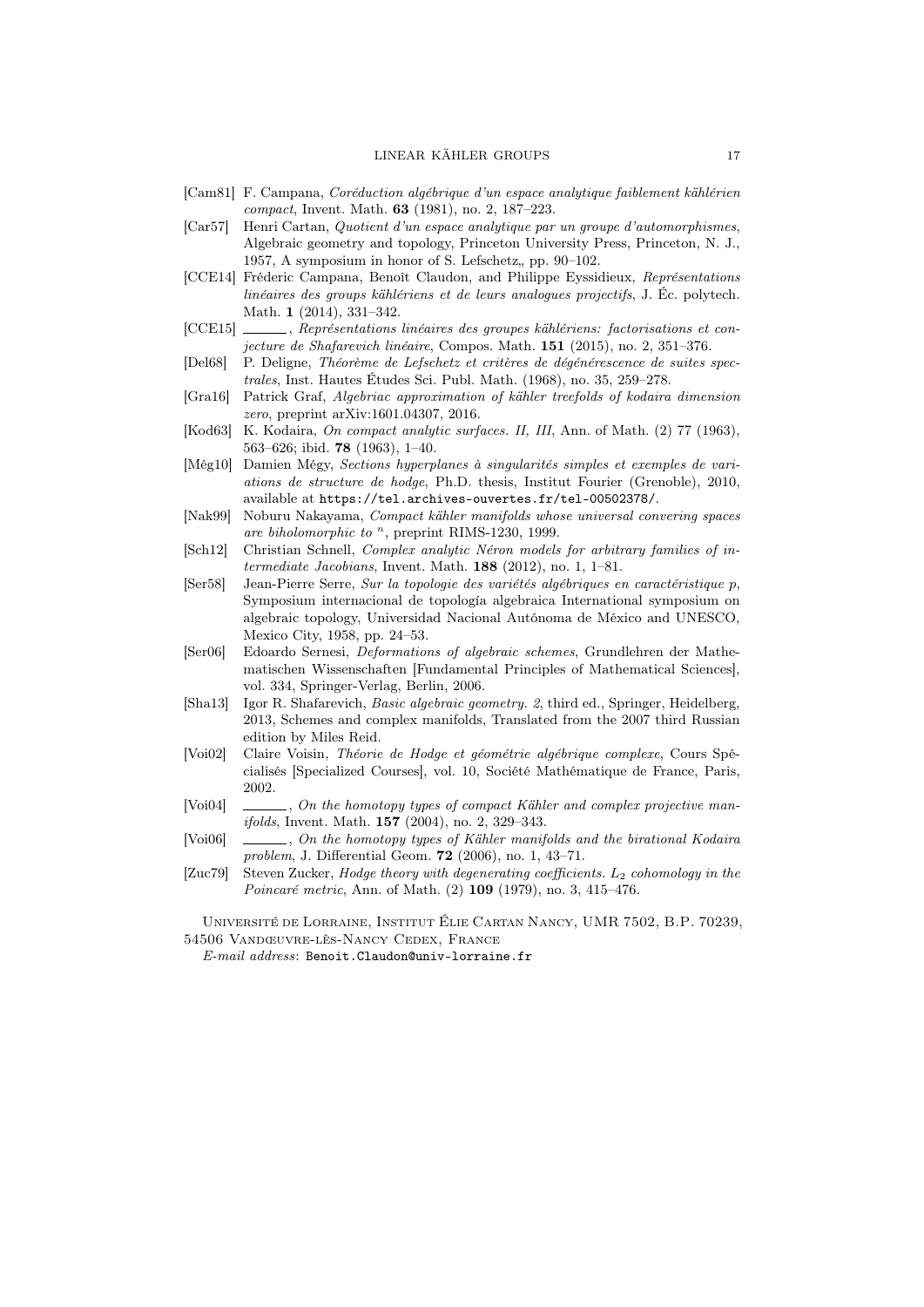[Cam81] F. Campana, *Coréduction algébrique d'un espace analytique faiblement kählérien compact*, Invent. Math. **63** (1981), no. 2, 187–223.

[Car57] Henri Cartan, *Quotient d'un espace analytique par un groupe d'automorphismes*, Algebraic geometry and topology, Princeton University Press, Princeton, N. J., 1957, A symposium in honor of S. Lefschetz,, pp. 90–102.

[CCE14] Fréderic Campana, Benoît Claudon, and Philippe Eyssidieux, *Représentations linéaires des groups kählériens et de leurs analogues projectifs*, J. Éc. polytech. Math. **1** (2014), 331–342.

[CCE15] ______, *Représentations linéaires des groupes kählériens: factorisations et conjecture de Shafarevich linéaire*, Compos. Math. **151** (2015), no. 2, 351–376.

[Del68] P. Deligne, *Théorème de Lefschetz et critères de dégénérescence de suites spectrales*, Inst. Hautes Études Sci. Publ. Math. (1968), no. 35, 259–278.

[Gra16] Patrick Graf, *Algebriac approximation of kähler treefolds of kodaira dimension zero*, preprint arXiv:1601.04307, 2016.

[Kod63] K. Kodaira, *On compact analytic surfaces. II, III*, Ann. of Math. (2) 77 (1963), 563–626; ibid. **78** (1963), 1–40.

[Még10] Damien Mégy, *Sections hyperplanes à singularités simples et exemples de variations de structure de hodge*, Ph.D. thesis, Institut Fourier (Grenoble), 2010, available at `https://tel.archives-ouvertes.fr/tel-00502378/`.

[Nak99] Noburu Nakayama, *Compact kähler manifolds whose universal convering spaces are biholomorphic to $^n$*, preprint RIMS-1230, 1999.

[Sch12] Christian Schnell, *Complex analytic Néron models for arbitrary families of intermediate Jacobians*, Invent. Math. **188** (2012), no. 1, 1–81.

[Ser58] Jean-Pierre Serre, *Sur la topologie des variétés algébriques en caractéristique p*, Symposium internacional de topología algebraica International symposium on algebraic topology, Universidad Nacional Autónoma de México and UNESCO, Mexico City, 1958, pp. 24–53.

[Ser06] Edoardo Sernesi, *Deformations of algebraic schemes*, Grundlehren der Mathematischen Wissenschaften [Fundamental Principles of Mathematical Sciences], vol. 334, Springer-Verlag, Berlin, 2006.

[Sha13] Igor R. Shafarevich, *Basic algebraic geometry. 2*, third ed., Springer, Heidelberg, 2013, Schemes and complex manifolds, Translated from the 2007 third Russian edition by Miles Reid.

[Voi02] Claire Voisin, *Théorie de Hodge et géométrie algébrique complexe*, Cours Spécialisés [Specialized Courses], vol. 10, Société Mathématique de France, Paris, 2002.

[Voi04] ______, *On the homotopy types of compact Kähler and complex projective manifolds*, Invent. Math. **157** (2004), no. 2, 329–343.

[Voi06] ______, *On the homotopy types of Kähler manifolds and the birational Kodaira problem*, J. Differential Geom. **72** (2006), no. 1, 43–71.

[Zuc79] Steven Zucker, *Hodge theory with degenerating coefficients. $L_2$ cohomology in the Poincaré metric*, Ann. of Math. (2) **109** (1979), no. 3, 415–476.

Université de Lorraine, Institut Élie Cartan Nancy, UMR 7502, B.P. 70239, 54506 Vandœuvre-lès-Nancy Cedex, France

*E-mail address*: `Benoit.Claudon@univ-lorraine.fr`